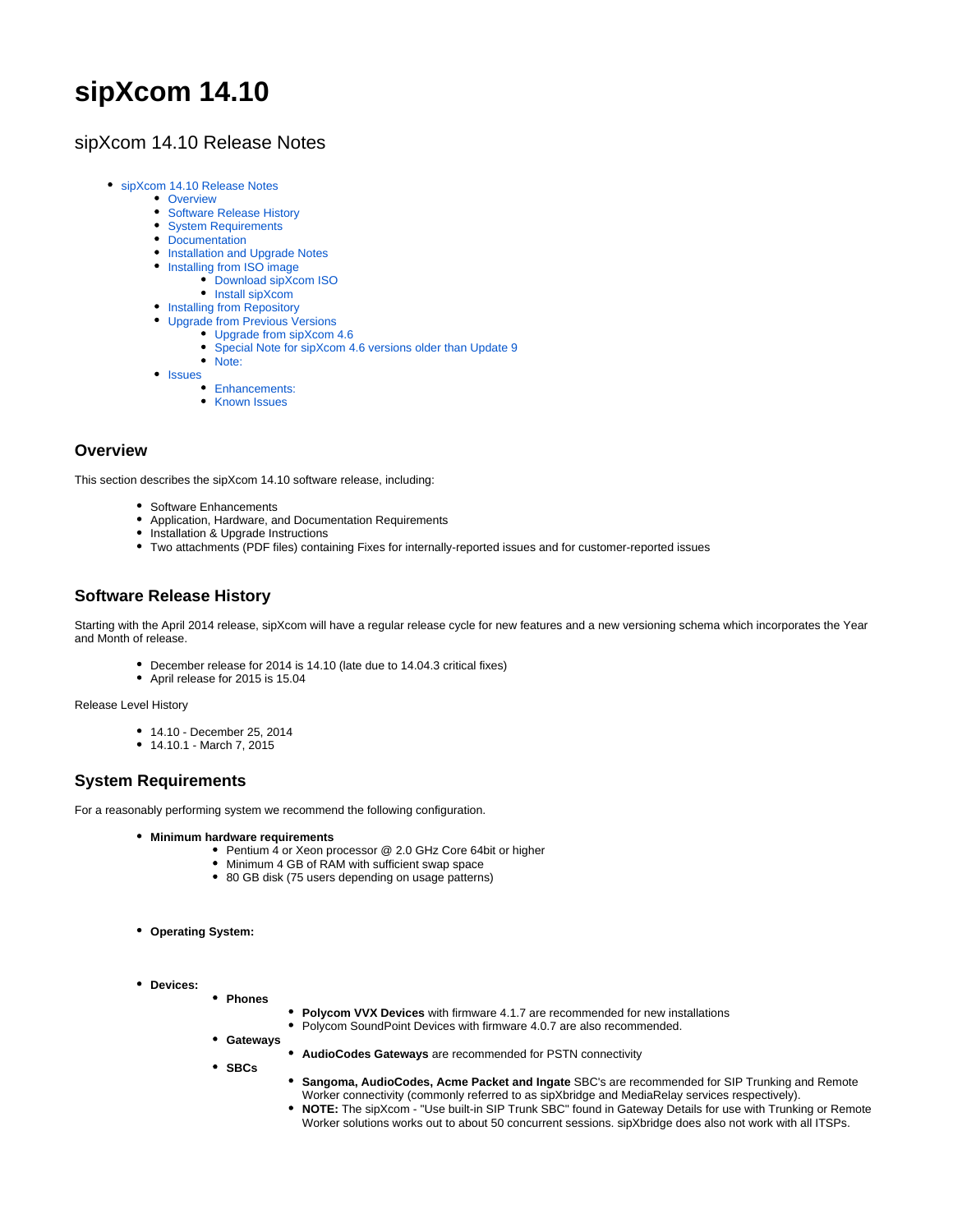# sipXcom 14.10

## sipXcom 14.10 Release Notes

- sipXcom 14.10 Release Notes
  - Overview
  - Software Release History
  - System Requirements
  - Documentation
  - Installation and Upgrade Notes
  - Installing from ISO image
    - Download sipXcom ISO
    - Install sipXcom
  - Installing from Repository
  - Upgrade from Previous Versions
    - Upgrade from sipXcom 4.6
    - Special Note for sipXcom 4.6 versions older than Update 9
    - Note:
  - Issues
    - Enhancements:
    - Known Issues

### Overview

This section describes the sipXcom 14.10 software release, including:

- Software Enhancements
- Application, Hardware, and Documentation Requirements
- Installation & Upgrade Instructions
- Two attachments (PDF files) containing Fixes for internally-reported issues and for customer-reported issues

### Software Release History

Starting with the April 2014 release, sipXcom will have a regular release cycle for new features and a new versioning schema which incorporates the Year and Month of release.

- December release for 2014 is 14.10 (late due to 14.04.3 critical fixes)
- April release for 2015 is 15.04

Release Level History

- 14.10 - December 25, 2014
- 14.10.1 - March 7, 2015

### System Requirements

For a reasonably performing system we recommend the following configuration.

- **Minimum hardware requirements**
  - Pentium 4 or Xeon processor @ 2.0 GHz Core 64bit or higher
  - Minimum 4 GB of RAM with sufficient swap space
  - 80 GB disk (75 users depending on usage patterns)

- **Operating System:**

- **Devices:**
  - **Phones**
    - **Polycom VVX Devices** with firmware 4.1.7 are recommended for new installations
    - Polycom SoundPoint Devices with firmware 4.0.7 are also recommended.
  - **Gateways**
    - **AudioCodes Gateways** are recommended for PSTN connectivity
  - **SBCs**
    - **Sangoma, AudioCodes, Acme Packet and Ingate** SBC's are recommended for SIP Trunking and Remote Worker connectivity (commonly referred to as sipXbridge and MediaRelay services respectively).
    - **NOTE:** The sipXcom - "Use built-in SIP Trunk SBC" found in Gateway Details for use with Trunking or Remote Worker solutions works out to about 50 concurrent sessions. sipXbridge does also not work with all ITSPs.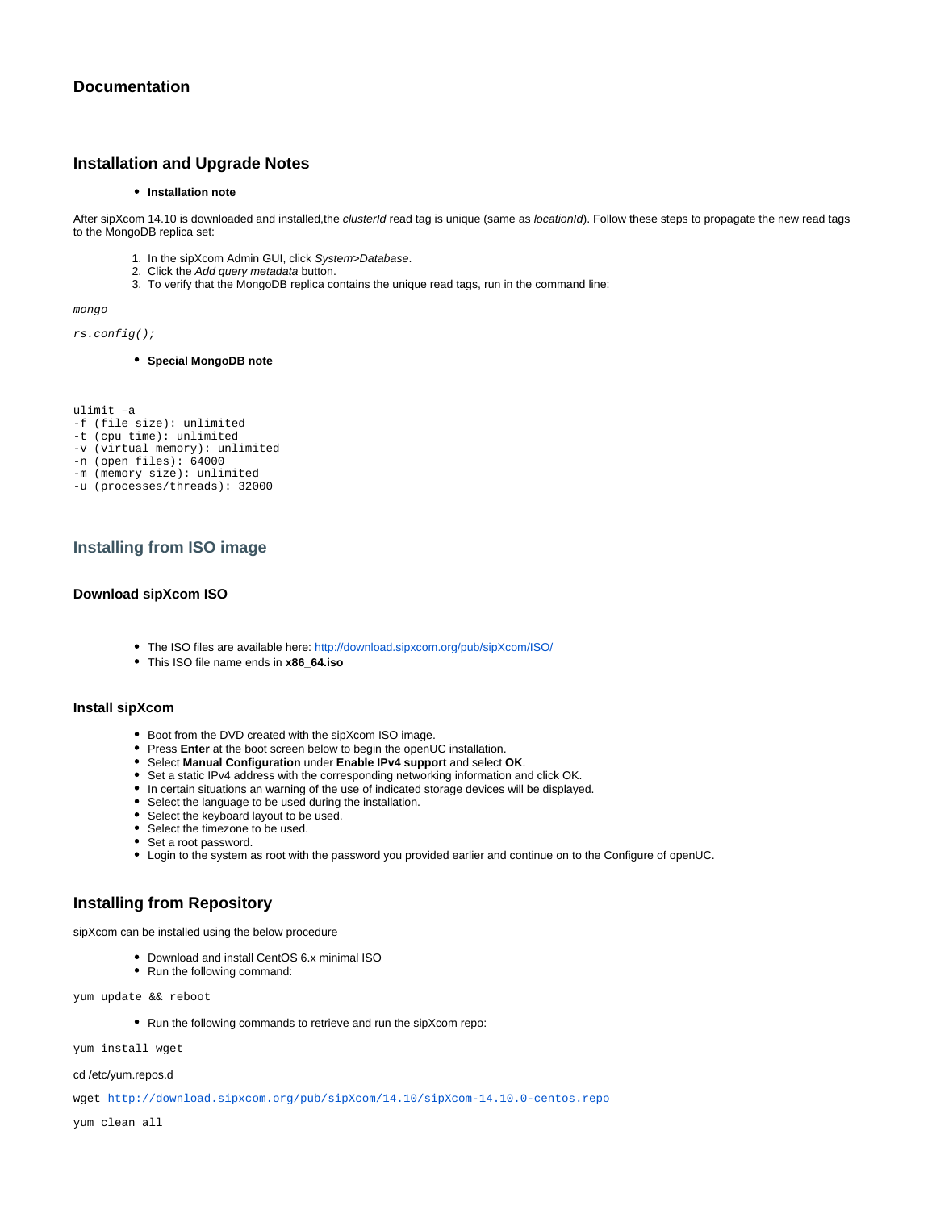## Documentation

## Installation and Upgrade Notes

- **Installation note**

After sipXcom 14.10 is downloaded and installed,the *clusterId* read tag is unique (same as *locationId*). Follow these steps to propagate the new read tags to the MongoDB replica set:

1. In the sipXcom Admin GUI, click *System>Database*.
2. Click the *Add query metadata* button.
3. To verify that the MongoDB replica contains the unique read tags, run in the command line:

*mongo*

*rs.config();*

- **Special MongoDB note**

```
ulimit –a
-f (file size): unlimited
-t (cpu time): unlimited
-v (virtual memory): unlimited
-n (open files): 64000
-m (memory size): unlimited
-u (processes/threads): 32000
```

## Installing from ISO image

### Download sipXcom ISO

- The ISO files are available here: http://download.sipxcom.org/pub/sipXcom/ISO/
- This ISO file name ends in **x86_64.iso**

### Install sipXcom

- Boot from the DVD created with the sipXcom ISO image.
- Press **Enter** at the boot screen below to begin the openUC installation.
- Select **Manual Configuration** under **Enable IPv4 support** and select **OK**.
- Set a static IPv4 address with the corresponding networking information and click OK.
- In certain situations an warning of the use of indicated storage devices will be displayed.
- Select the language to be used during the installation.
- Select the keyboard layout to be used.
- Select the timezone to be used.
- Set a root password.
- Login to the system as root with the password you provided earlier and continue on to the Configure of openUC.

## Installing from Repository

sipXcom can be installed using the below procedure

- Download and install CentOS 6.x minimal ISO
- Run the following command:

```
yum update && reboot
```

- Run the following commands to retrieve and run the sipXcom repo:

```
yum install wget
```

cd /etc/yum.repos.d

```
wget http://download.sipxcom.org/pub/sipXcom/14.10/sipXcom-14.10.0-centos.repo
```

```
yum clean all
```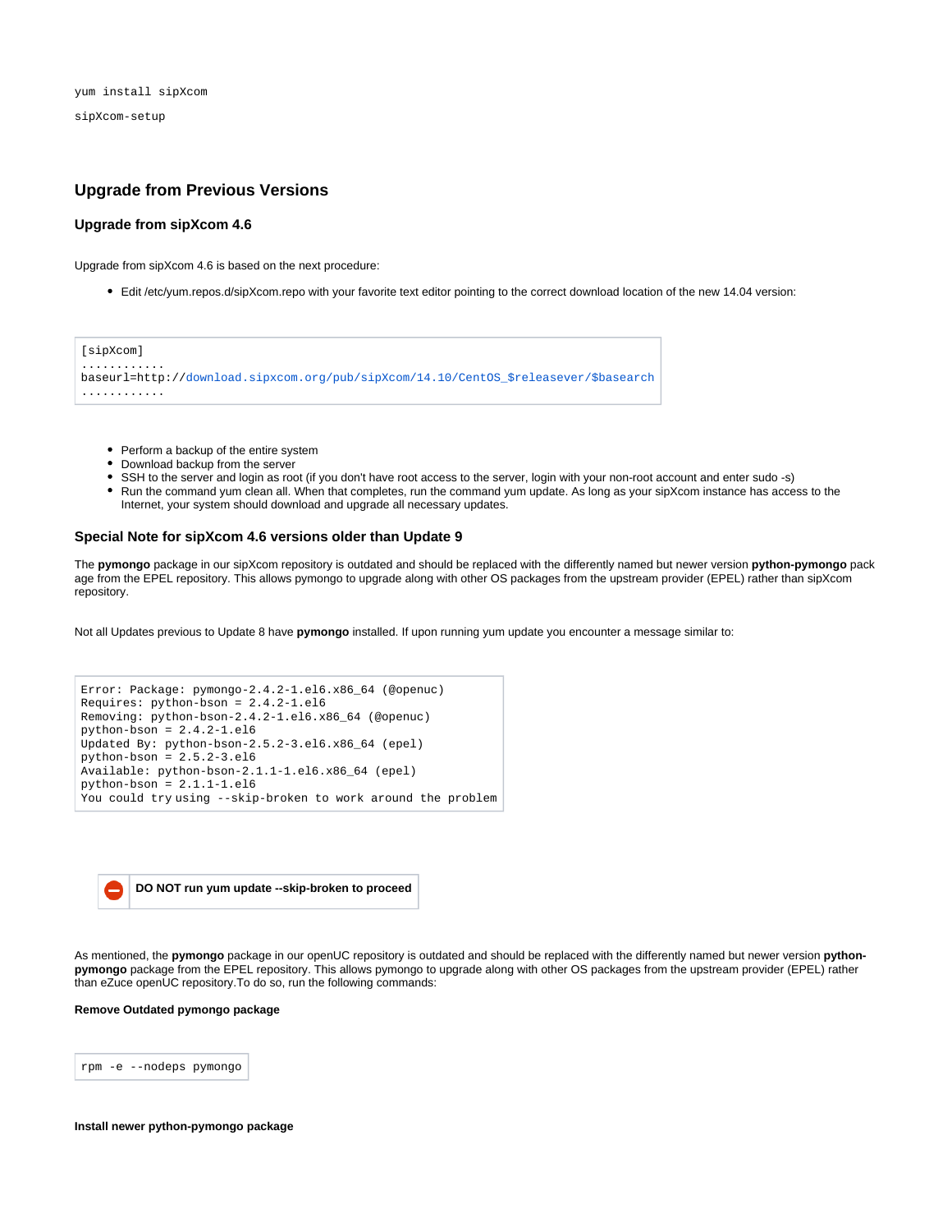```
yum install sipXcom
```

```
sipXcom-setup
```

## Upgrade from Previous Versions

### Upgrade from sipXcom 4.6

Upgrade from sipXcom 4.6 is based on the next procedure:

- Edit /etc/yum.repos.d/sipXcom.repo with your favorite text editor pointing to the correct download location of the new 14.04 version:

```
[sipXcom]
............
baseurl=http://download.sipxcom.org/pub/sipXcom/14.10/CentOS_$releasever/$basearch
............
```

- Perform a backup of the entire system
- Download backup from the server
- SSH to the server and login as root (if you don't have root access to the server, login with your non-root account and enter sudo -s)
- Run the command yum clean all. When that completes, run the command yum update. As long as your sipXcom instance has access to the Internet, your system should download and upgrade all necessary updates.

### Special Note for sipXcom 4.6 versions older than Update 9

The **pymongo** package in our sipXcom repository is outdated and should be replaced with the differently named but newer version **python-pymongo** pack age from the EPEL repository. This allows pymongo to upgrade along with other OS packages from the upstream provider (EPEL) rather than sipXcom repository.

Not all Updates previous to Update 8 have **pymongo** installed. If upon running yum update you encounter a message similar to:

```
Error: Package: pymongo-2.4.2-1.el6.x86_64 (@openuc)
Requires: python-bson = 2.4.2-1.el6
Removing: python-bson-2.4.2-1.el6.x86_64 (@openuc)
python-bson = 2.4.2-1.el6
Updated By: python-bson-2.5.2-3.el6.x86_64 (epel)
python-bson = 2.5.2-3.el6
Available: python-bson-2.1.1-1.el6.x86_64 (epel)
python-bson = 2.1.1-1.el6
You could try using --skip-broken to work around the problem
```

**DO NOT run yum update --skip-broken to proceed**

As mentioned, the **pymongo** package in our openUC repository is outdated and should be replaced with the differently named but newer version **python-pymongo** package from the EPEL repository. This allows pymongo to upgrade along with other OS packages from the upstream provider (EPEL) rather than eZuce openUC repository.To do so, run the following commands:

**Remove Outdated pymongo package**

```
rpm -e --nodeps pymongo
```

**Install newer python-pymongo package**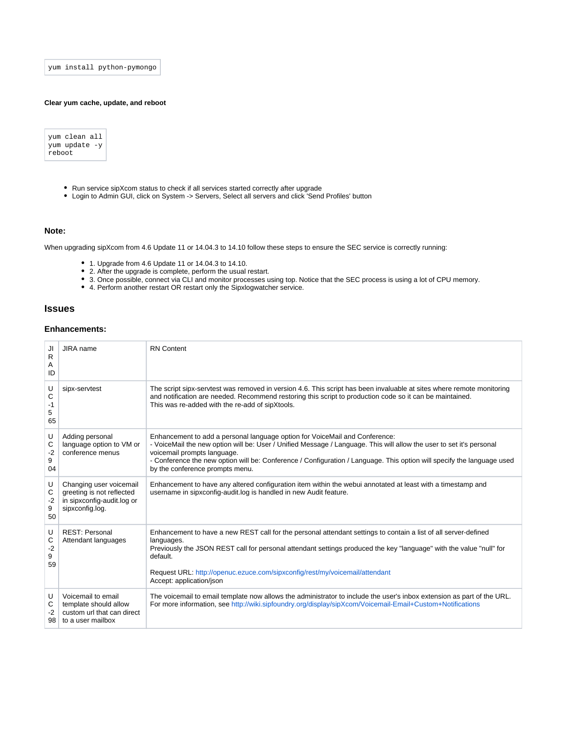```
yum install python-pymongo
```

**Clear yum cache, update, and reboot**

```
yum clean all
yum update -y
reboot
```

- Run service sipXcom status to check if all services started correctly after upgrade
- Login to Admin GUI, click on System -> Servers, Select all servers and click 'Send Profiles' button

### Note:

When upgrading sipXcom from 4.6 Update 11 or 14.04.3 to 14.10 follow these steps to ensure the SEC service is correctly running:

- 1. Upgrade from 4.6 Update 11 or 14.04.3 to 14.10.
- 2. After the upgrade is complete, perform the usual restart.
- 3. Once possible, connect via CLI and monitor processes using top. Notice that the SEC process is using a lot of CPU memory.
- 4. Perform another restart OR restart only the Sipxlogwatcher service.

## Issues

### Enhancements:

| JIRA ID | JIRA name | RN Content |
|---|---|---|
| UC-1565 | sipx-servtest | The script sipx-servtest was removed in version 4.6. This script has been invaluable at sites where remote monitoring and notification are needed. Recommend restoring this script to production code so it can be maintained.<br>This was re-added with the re-add of sipXtools. |
| UC-2904 | Adding personal language option to VM or conference menus | Enhancement to add a personal language option for VoiceMail and Conference:<br>- VoiceMail the new option will be: User / Unified Message / Language. This will allow the user to set it's personal voicemail prompts language.<br>- Conference the new option will be: Conference / Configuration / Language. This option will specify the language used by the conference prompts menu. |
| UC-2950 | Changing user voicemail greeting is not reflected in sipxconfig-audit.log or sipxconfig.log. | Enhancement to have any altered configuration item within the webui annotated at least with a timestamp and username in sipxconfig-audit.log is handled in new Audit feature. |
| UC-2959 | REST: Personal Attendant languages | Enhancement to have a new REST call for the personal attendant settings to contain a list of all server-defined languages.<br>Previously the JSON REST call for personal attendant settings produced the key "language" with the value "null" for default.<br><br>Request URL: http://openuc.ezuce.com/sipxconfig/rest/my/voicemail/attendant<br>Accept: application/json |
| UC-298 | Voicemail to email template should allow custom url that can direct to a user mailbox | The voicemail to email template now allows the administrator to include the user's inbox extension as part of the URL. For more information, see http://wiki.sipfoundry.org/display/sipXcom/Voicemail-Email+Custom+Notifications |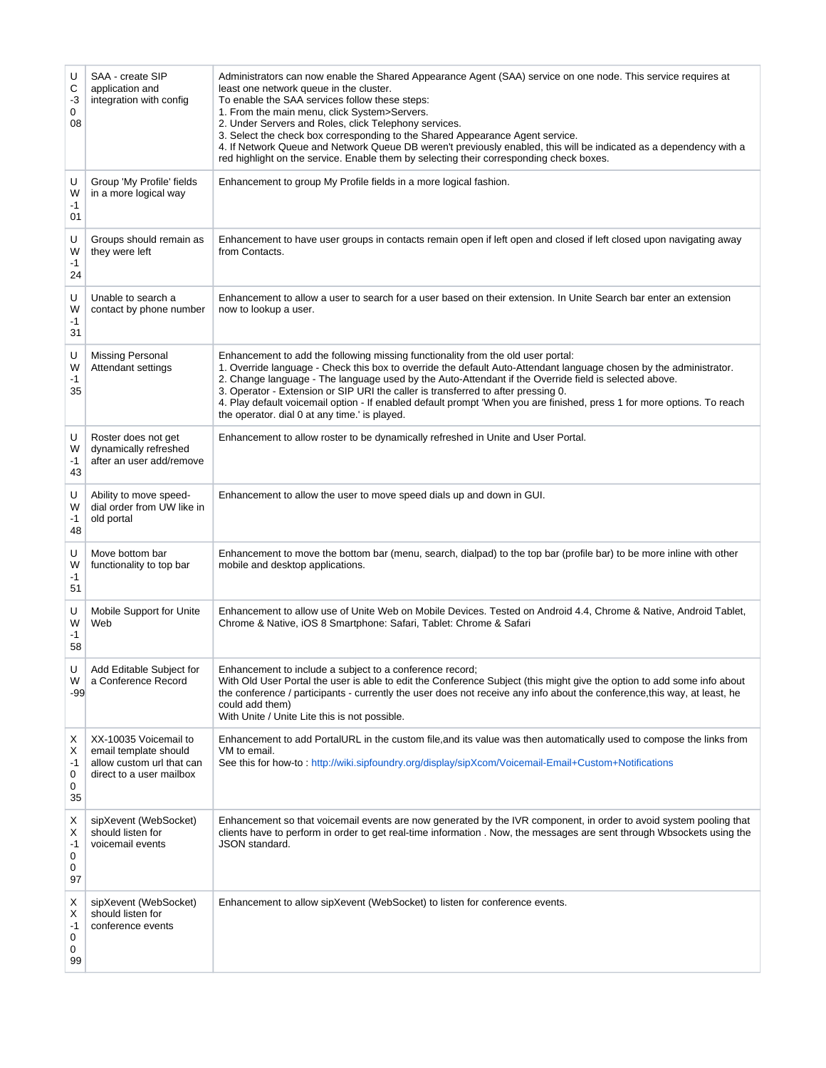| UC-3008 | SAA - create SIP application and integration with config | Administrators can now enable the Shared Appearance Agent (SAA) service on one node. This service requires at least one network queue in the cluster.<br>To enable the SAA services follow these steps:<br>1. From the main menu, click System>Servers.<br>2. Under Servers and Roles, click Telephony services.<br>3. Select the check box corresponding to the Shared Appearance Agent service.<br>4. If Network Queue and Network Queue DB weren't previously enabled, this will be indicated as a dependency with a red highlight on the service. Enable them by selecting their corresponding check boxes. |
|---|---|---|
| UW-101 | Group 'My Profile' fields in a more logical way | Enhancement to group My Profile fields in a more logical fashion. |
| UW-124 | Groups should remain as they were left | Enhancement to have user groups in contacts remain open if left open and closed if left closed upon navigating away from Contacts. |
| UW-131 | Unable to search a contact by phone number | Enhancement to allow a user to search for a user based on their extension. In Unite Search bar enter an extension now to lookup a user. |
| UW-135 | Missing Personal Attendant settings | Enhancement to add the following missing functionality from the old user portal:<br>1. Override language - Check this box to override the default Auto-Attendant language chosen by the administrator.<br>2. Change language - The language used by the Auto-Attendant if the Override field is selected above.<br>3. Operator - Extension or SIP URI the caller is transferred to after pressing 0.<br>4. Play default voicemail option - If enabled default prompt 'When you are finished, press 1 for more options. To reach the operator. dial 0 at any time.' is played. |
| UW-143 | Roster does not get dynamically refreshed after an user add/remove | Enhancement to allow roster to be dynamically refreshed in Unite and User Portal. |
| UW-148 | Ability to move speed-dial order from UW like in old portal | Enhancement to allow the user to move speed dials up and down in GUI. |
| UW-151 | Move bottom bar functionality to top bar | Enhancement to move the bottom bar (menu, search, dialpad) to the top bar (profile bar) to be more inline with other mobile and desktop applications. |
| UW-158 | Mobile Support for Unite Web | Enhancement to allow use of Unite Web on Mobile Devices. Tested on Android 4.4, Chrome & Native, Android Tablet, Chrome & Native, iOS 8 Smartphone: Safari, Tablet: Chrome & Safari |
| UW-99 | Add Editable Subject for a Conference Record | Enhancement to include a subject to a conference record;<br>With Old User Portal the user is able to edit the Conference Subject (this might give the option to add some info about the conference / participants - currently the user does not receive any info about the conference,this way, at least, he could add them)<br>With Unite / Unite Lite this is not possible. |
| XX-10035 | XX-10035 Voicemail to email template should allow custom url that can direct to a user mailbox | Enhancement to add PortalURL in the custom file,and its value was then automatically used to compose the links from VM to email.<br>See this for how-to : http://wiki.sipfoundry.org/display/sipXcom/Voicemail-Email+Custom+Notifications |
| XX-10097 | sipXevent (WebSocket) should listen for voicemail events | Enhancement so that voicemail events are now generated by the IVR component, in order to avoid system pooling that clients have to perform in order to get real-time information . Now, the messages are sent through Wbsockets using the JSON standard. |
| XX-10099 | sipXevent (WebSocket) should listen for conference events | Enhancement to allow sipXevent (WebSocket) to listen for conference events. |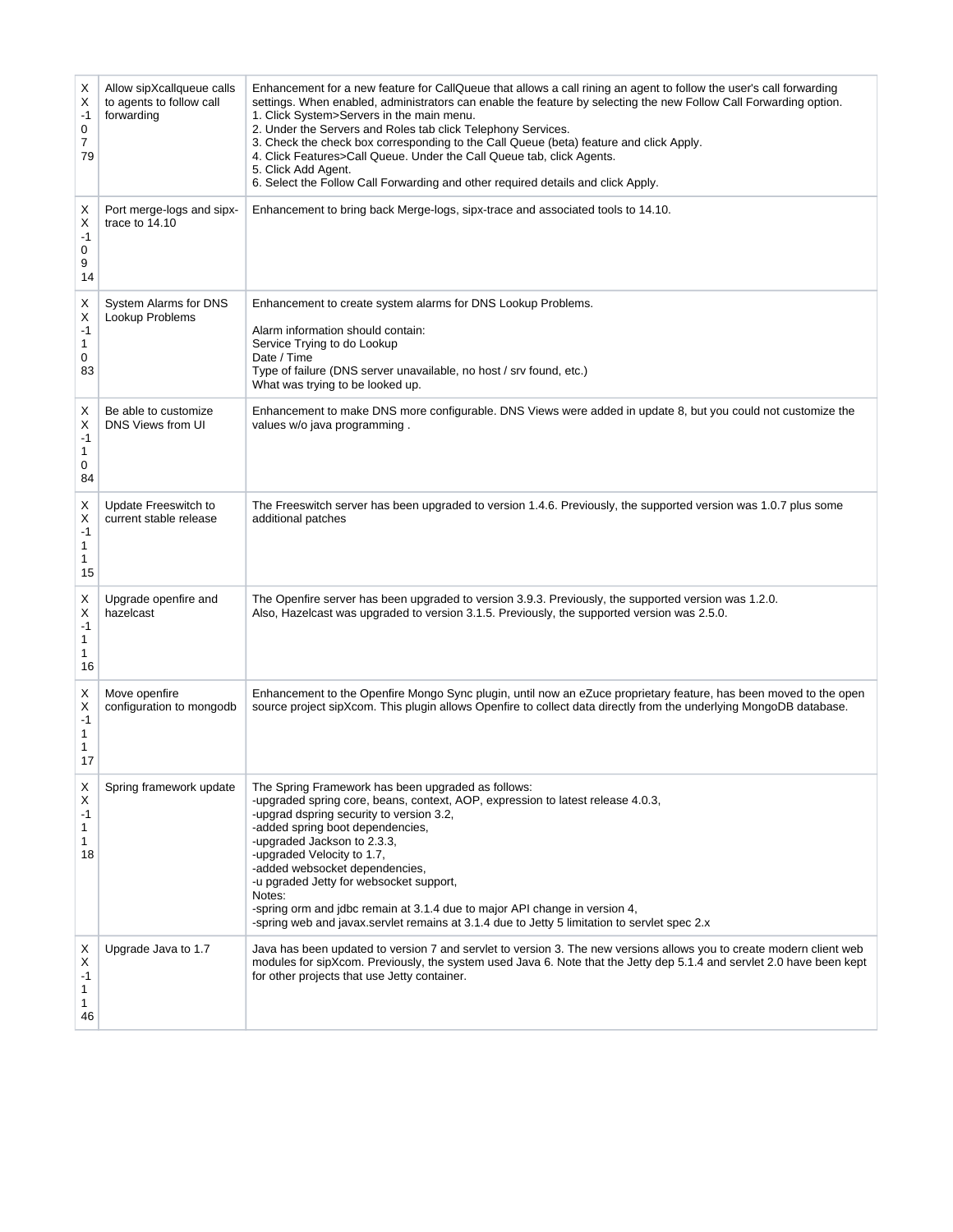| XX-1079 | Allow sipXcallqueue calls to agents to follow call forwarding | Enhancement for a new feature for CallQueue that allows a call rining an agent to follow the user's call forwarding settings. When enabled, administrators can enable the feature by selecting the new Follow Call Forwarding option.<br>1. Click System>Servers in the main menu.<br>2. Under the Servers and Roles tab click Telephony Services.<br>3. Check the check box corresponding to the Call Queue (beta) feature and click Apply.<br>4. Click Features>Call Queue. Under the Call Queue tab, click Agents.<br>5. Click Add Agent.<br>6. Select the Follow Call Forwarding and other required details and click Apply. |
|---|---|---|
| XX-1094 | Port merge-logs and sipx-trace to 14.10 | Enhancement to bring back Merge-logs, sipx-trace and associated tools to 14.10. |
| XX-1083 | System Alarms for DNS Lookup Problems | Enhancement to create system alarms for DNS Lookup Problems.<br><br>Alarm information should contain:<br>Service Trying to do Lookup<br>Date / Time<br>Type of failure (DNS server unavailable, no host / srv found, etc.)<br>What was trying to be looked up. |
| XX-1084 | Be able to customize DNS Views from UI | Enhancement to make DNS more configurable. DNS Views were added in update 8, but you could not customize the values w/o java programming . |
| XX-1115 | Update Freeswitch to current stable release | The Freeswitch server has been upgraded to version 1.4.6. Previously, the supported version was 1.0.7 plus some additional patches |
| XX-1116 | Upgrade openfire and hazelcast | The Openfire server has been upgraded to version 3.9.3. Previously, the supported version was 1.2.0.<br>Also, Hazelcast was upgraded to version 3.1.5. Previously, the supported version was 2.5.0. |
| XX-1117 | Move openfire configuration to mongodb | Enhancement to the Openfire Mongo Sync plugin, until now an eZuce proprietary feature, has been moved to the open source project sipXcom. This plugin allows Openfire to collect data directly from the underlying MongoDB database. |
| XX-1118 | Spring framework update | The Spring Framework has been upgraded as follows:<br>-upgraded spring core, beans, context, AOP, expression to latest release 4.0.3,<br>-upgrad dspring security to version 3.2,<br>-added spring boot dependencies,<br>-upgraded Jackson to 2.3.3,<br>-upgraded Velocity to 1.7,<br>-added websocket dependencies,<br>-u pgraded Jetty for websocket support,<br>Notes:<br>-spring orm and jdbc remain at 3.1.4 due to major API change in version 4,<br>-spring web and javax.servlet remains at 3.1.4 due to Jetty 5 limitation to servlet spec 2.x |
| XX-1146 | Upgrade Java to 1.7 | Java has been updated to version 7 and servlet to version 3. The new versions allows you to create modern client web modules for sipXcom. Previously, the system used Java 6. Note that the Jetty dep 5.1.4 and servlet 2.0 have been kept for other projects that use Jetty container. |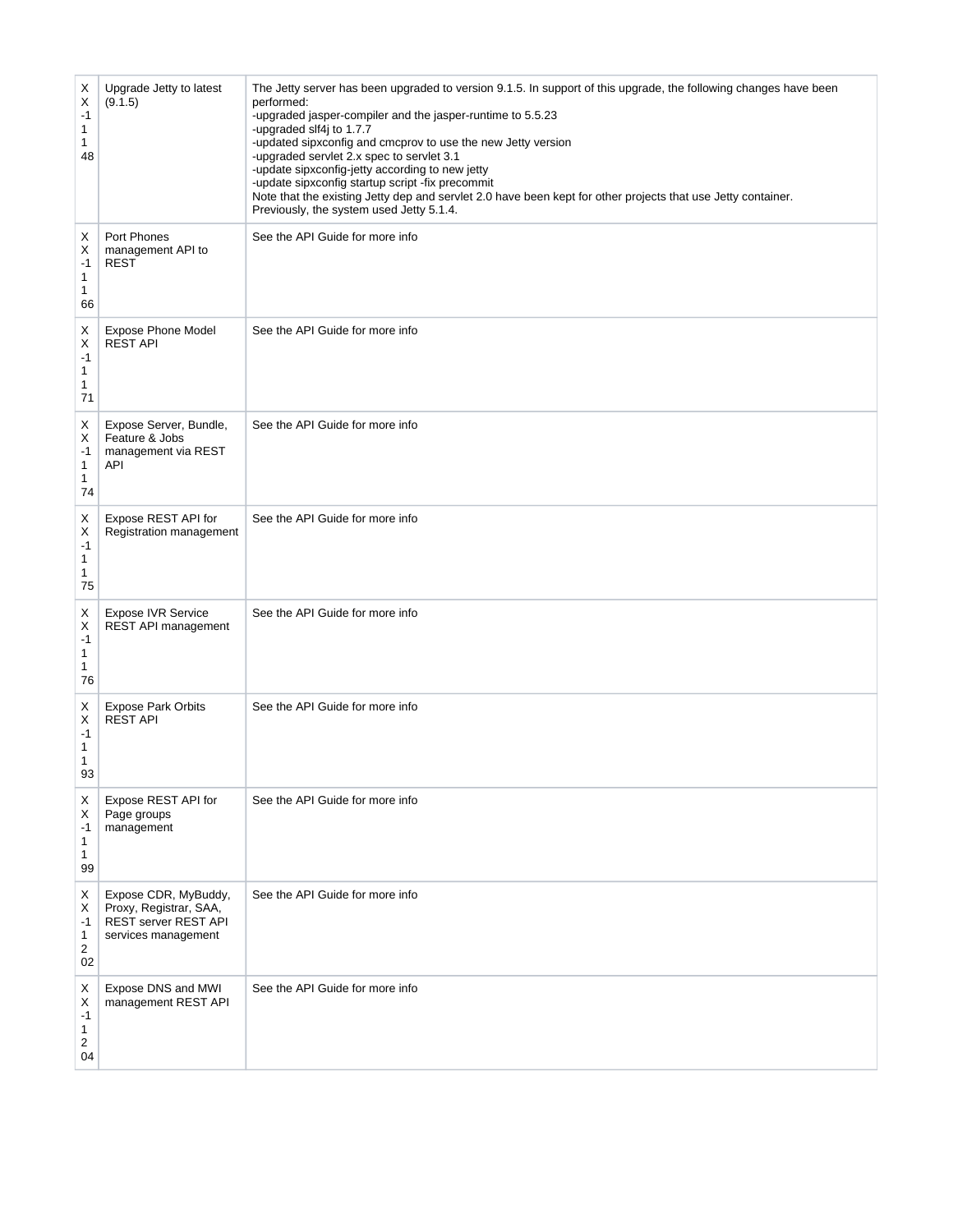| | | |
|---|---|---|
| XX-1148 | Upgrade Jetty to latest (9.1.5) | The Jetty server has been upgraded to version 9.1.5. In support of this upgrade, the following changes have been performed:<br>-upgraded jasper-compiler and the jasper-runtime to 5.5.23<br>-upgraded slf4j to 1.7.7<br>-updated sipxconfig and cmcprov to use the new Jetty version<br>-upgraded servlet 2.x spec to servlet 3.1<br>-update sipxconfig-jetty according to new jetty<br>-update sipxconfig startup script -fix precommit<br>Note that the existing Jetty dep and servlet 2.0 have been kept for other projects that use Jetty container.<br>Previously, the system used Jetty 5.1.4. |
| XX-1166 | Port Phones management API to REST | See the API Guide for more info |
| XX-1171 | Expose Phone Model REST API | See the API Guide for more info |
| XX-1174 | Expose Server, Bundle, Feature & Jobs management via REST API | See the API Guide for more info |
| XX-1175 | Expose REST API for Registration management | See the API Guide for more info |
| XX-1176 | Expose IVR Service REST API management | See the API Guide for more info |
| XX-1193 | Expose Park Orbits REST API | See the API Guide for more info |
| XX-1199 | Expose REST API for Page groups management | See the API Guide for more info |
| XX-1202 | Expose CDR, MyBuddy, Proxy, Registrar, SAA, REST server REST API services management | See the API Guide for more info |
| XX-1204 | Expose DNS and MWI management REST API | See the API Guide for more info |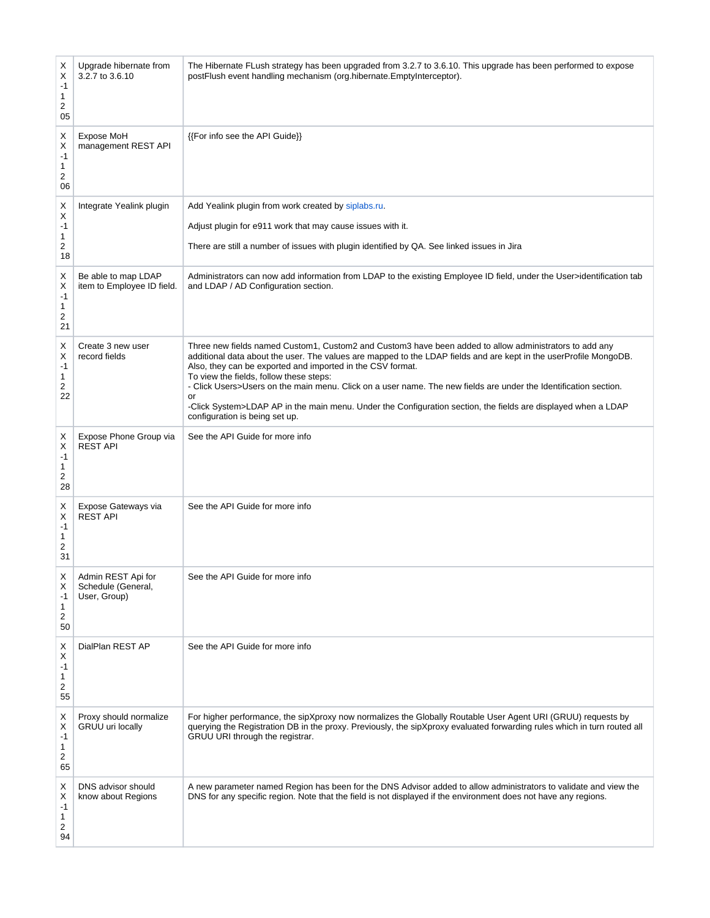| | | |
|---|---|---|
| XX-1205 | Upgrade hibernate from 3.2.7 to 3.6.10 | The Hibernate FLush strategy has been upgraded from 3.2.7 to 3.6.10. This upgrade has been performed to expose postFlush event handling mechanism (org.hibernate.EmptyInterceptor). |
| XX-1206 | Expose MoH management REST API | {{For info see the API Guide}} |
| XX-1218 | Integrate Yealink plugin | Add Yealink plugin from work created by siplabs.ru.<br><br>Adjust plugin for e911 work that may cause issues with it.<br><br>There are still a number of issues with plugin identified by QA. See linked issues in Jira |
| XX-1221 | Be able to map LDAP item to Employee ID field. | Administrators can now add information from LDAP to the existing Employee ID field, under the User>identification tab and LDAP / AD Configuration section. |
| XX-1222 | Create 3 new user record fields | Three new fields named Custom1, Custom2 and Custom3 have been added to allow administrators to add any additional data about the user. The values are mapped to the LDAP fields and are kept in the userProfile MongoDB. Also, they can be exported and imported in the CSV format.<br>To view the fields, follow these steps:<br>- Click Users>Users on the main menu. Click on a user name. The new fields are under the Identification section.<br>or<br>-Click System>LDAP AP in the main menu. Under the Configuration section, the fields are displayed when a LDAP configuration is being set up. |
| XX-1228 | Expose Phone Group via REST API | See the API Guide for more info |
| XX-1231 | Expose Gateways via REST API | See the API Guide for more info |
| XX-1250 | Admin REST Api for Schedule (General, User, Group) | See the API Guide for more info |
| XX-1255 | DialPlan REST AP | See the API Guide for more info |
| XX-1265 | Proxy should normalize GRUU uri locally | For higher performance, the sipXproxy now normalizes the Globally Routable User Agent URI (GRUU) requests by querying the Registration DB in the proxy. Previously, the sipXproxy evaluated forwarding rules which in turn routed all GRUU URI through the registrar. |
| XX-1294 | DNS advisor should know about Regions | A new parameter named Region has been for the DNS Advisor added to allow administrators to validate and view the DNS for any specific region. Note that the field is not displayed if the environment does not have any regions. |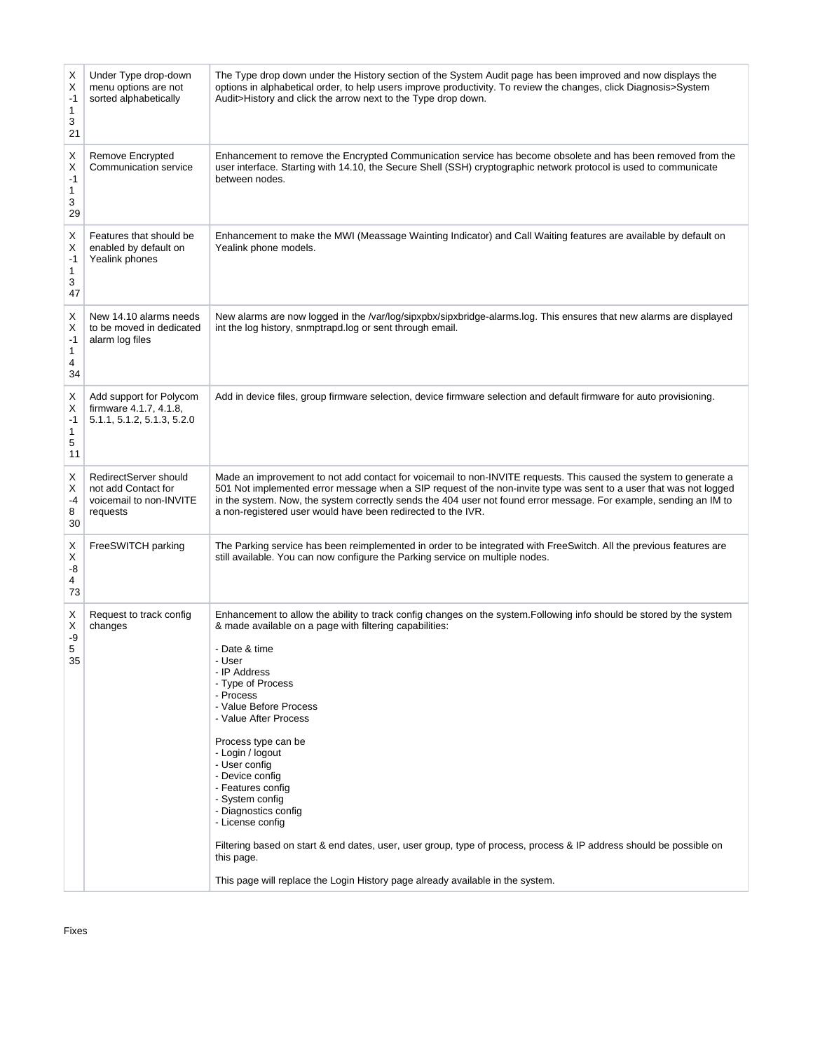| | | |
|---|---|---|
| XX-11321 | Under Type drop-down menu options are not sorted alphabetically | The Type drop down under the History section of the System Audit page has been improved and now displays the options in alphabetical order, to help users improve productivity. To review the changes, click Diagnosis>System Audit>History and click the arrow next to the Type drop down. |
| XX-11329 | Remove Encrypted Communication service | Enhancement to remove the Encrypted Communication service has become obsolete and has been removed from the user interface. Starting with 14.10, the Secure Shell (SSH) cryptographic network protocol is used to communicate between nodes. |
| XX-11347 | Features that should be enabled by default on Yealink phones | Enhancement to make the MWI (Meassage Wainting Indicator) and Call Waiting features are available by default on Yealink phone models. |
| XX-11434 | New 14.10 alarms needs to be moved in dedicated alarm log files | New alarms are now logged in the /var/log/sipxpbx/sipxbridge-alarms.log. This ensures that new alarms are displayed int the log history, snmptrapd.log or sent through email. |
| XX-11511 | Add support for Polycom firmware 4.1.7, 4.1.8, 5.1.1, 5.1.2, 5.1.3, 5.2.0 | Add in device files, group firmware selection, device firmware selection and default firmware for auto provisioning. |
| XX-4830 | RedirectServer should not add Contact for voicemail to non-INVITE requests | Made an improvement to not add contact for voicemail to non-INVITE requests. This caused the system to generate a 501 Not implemented error message when a SIP request of the non-invite type was sent to a user that was not logged in the system. Now, the system correctly sends the 404 user not found error message. For example, sending an IM to a non-registered user would have been redirected to the IVR. |
| XX-8473 | FreeSWITCH parking | The Parking service has been reimplemented in order to be integrated with FreeSwitch. All the previous features are still available. You can now configure the Parking service on multiple nodes. |
| XX-9535 | Request to track config changes | Enhancement to allow the ability to track config changes on the system.Following info should be stored by the system & made available on a page with filtering capabilities:<br><br>- Date & time<br>- User<br>- IP Address<br>- Type of Process<br>- Process<br>- Value Before Process<br>- Value After Process<br><br>Process type can be<br>- Login / logout<br>- User config<br>- Device config<br>- Features config<br>- System config<br>- Diagnostics config<br>- License config<br><br>Filtering based on start & end dates, user, user group, type of process, process & IP address should be possible on this page.<br><br>This page will replace the Login History page already available in the system. |

Fixes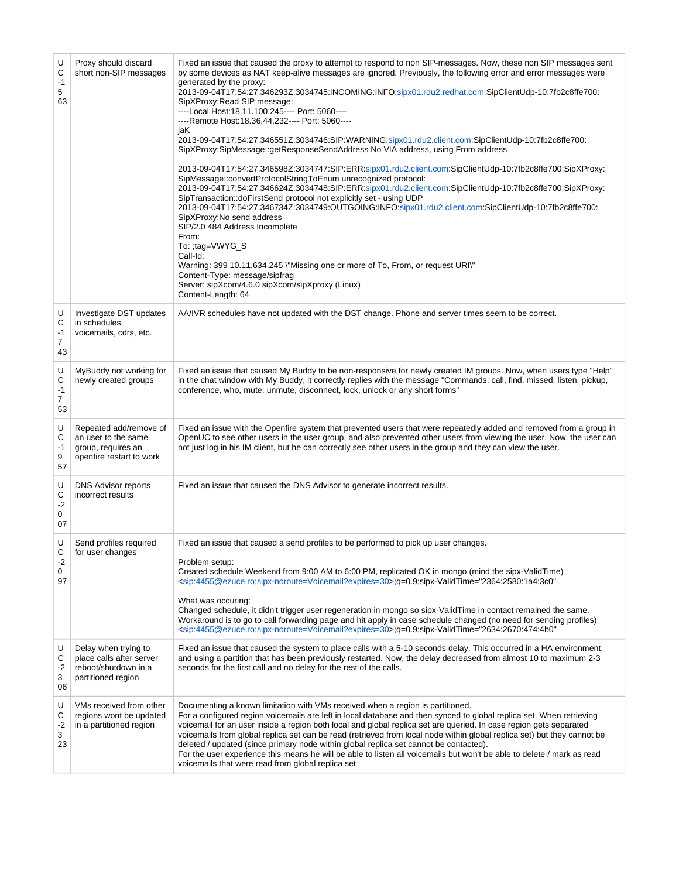| | | |
|---|---|---|
| UC-1563 | Proxy should discard short non-SIP messages | Fixed an issue that caused the proxy to attempt to respond to non SIP-messages. Now, these non SIP messages sent by some devices as NAT keep-alive messages are ignored. Previously, the following error and error messages were generated by the proxy:<br>2013-09-04T17:54:27.346293Z:3034745:INCOMING:INFO:sipx01.rdu2.redhat.com:SipClientUdp-10:7fb2c8ffe700: SipXProxy:Read SIP message:<br>----Local Host:18.11.100.245---- Port: 5060----<br>----Remote Host:18.36.44.232---- Port: 5060----<br>jaK<br>2013-09-04T17:54:27.346551Z:3034746:SIP:WARNING:sipx01.rdu2.client.com:SipClientUdp-10:7fb2c8ffe700: SipXProxy:SipMessage::getResponseSendAddress No VIA address, using From address<br><br>2013-09-04T17:54:27.346598Z:3034747:SIP:ERR:sipx01.rdu2.client.com:SipClientUdp-10:7fb2c8ffe700:SipXProxy: SipMessage::convertProtocolStringToEnum unrecognized protocol:<br>2013-09-04T17:54:27.346624Z:3034748:SIP:ERR:sipx01.rdu2.client.com:SipClientUdp-10:7fb2c8ffe700:SipXProxy: SipTransaction::doFirstSend protocol not explicitly set - using UDP<br>2013-09-04T17:54:27.346734Z:3034749:OUTGOING:INFO:sipx01.rdu2.client.com:SipClientUdp-10:7fb2c8ffe700: SipXProxy:No send address<br>SIP/2.0 484 Address Incomplete<br>From:<br>To: ;tag=VWYG_S<br>Call-Id:<br>Warning: 399 10.11.634.245 \"Missing one or more of To, From, or request URI\"<br>Content-Type: message/sipfrag<br>Server: sipXcom/4.6.0 sipXcom/sipXproxy (Linux)<br>Content-Length: 64 |
| UC-1743 | Investigate DST updates in schedules, voicemails, cdrs, etc. | AA/IVR schedules have not updated with the DST change. Phone and server times seem to be correct. |
| UC-1753 | MyBuddy not working for newly created groups | Fixed an issue that caused My Buddy to be non-responsive for newly created IM groups. Now, when users type "Help" in the chat window with My Buddy, it correctly replies with the message "Commands: call, find, missed, listen, pickup, conference, who, mute, unmute, disconnect, lock, unlock or any short forms" |
| UC-1957 | Repeated add/remove of an user to the same group, requires an openfire restart to work | Fixed an issue with the Openfire system that prevented users that were repeatedly added and removed from a group in OpenUC to see other users in the user group, and also prevented other users from viewing the user. Now, the user can not just log in his IM client, but he can correctly see other users in the group and they can view the user. |
| UC-2007 | DNS Advisor reports incorrect results | Fixed an issue that caused the DNS Advisor to generate incorrect results. |
| UC-2097 | Send profiles required for user changes | Fixed an issue that caused a send profiles to be performed to pick up user changes.<br><br>Problem setup:<br>Created schedule Weekend from 9:00 AM to 6:00 PM, replicated OK in mongo (mind the sipx-ValidTime)<br><sip:4455@ezuce.ro;sipx-noroute=Voicemail?expires=30>;q=0.9;sipx-ValidTime="2364:2580:1a4:3c0"<br><br>What was occuring:<br>Changed schedule, it didn't trigger user regeneration in mongo so sipx-ValidTime in contact remained the same. Workaround is to go to call forwarding page and hit apply in case schedule changed (no need for sending profiles)<br><sip:4455@ezuce.ro;sipx-noroute=Voicemail?expires=30>;q=0.9;sipx-ValidTime="2634:2670:474:4b0" |
| UC-2306 | Delay when trying to place calls after server reboot/shutdown in a partitioned region | Fixed an issue that caused the system to place calls with a 5-10 seconds delay. This occurred in a HA environment, and using a partition that has been previously restarted. Now, the delay decreased from almost 10 to maximum 2-3 seconds for the first call and no delay for the rest of the calls. |
| UC-2323 | VMs received from other regions wont be updated in a partitioned region | Documenting a known limitation with VMs received when a region is partitioned.<br>For a configured region voicemails are left in local database and then synced to global replica set. When retrieving voicemail for an user inside a region both local and global replica set are queried. In case region gets separated voicemails from global replica set can be read (retrieved from local node within global replica set) but they cannot be deleted / updated (since primary node within global replica set cannot be contacted).<br>For the user experience this means he will be able to listen all voicemails but won't be able to delete / mark as read voicemails that were read from global replica set |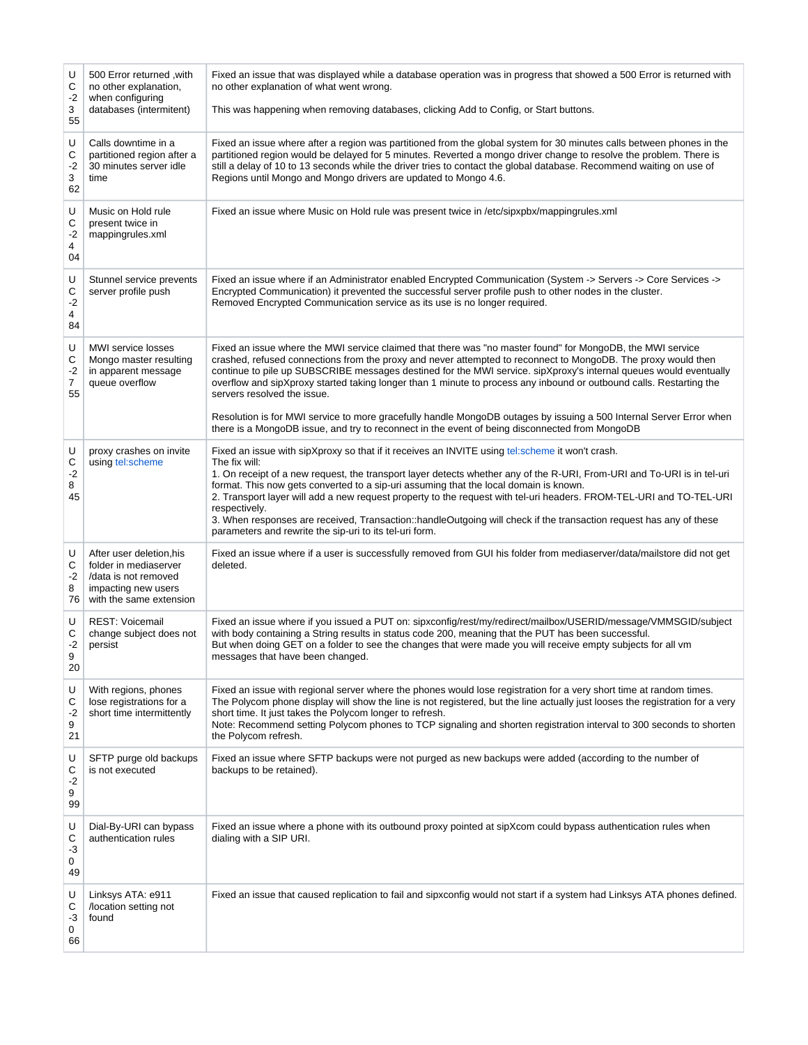| | | |
|---|---|---|
| UC-2355 | 500 Error returned ,with no other explanation, when configuring databases (intermitent) | Fixed an issue that was displayed while a database operation was in progress that showed a 500 Error is returned with no other explanation of what went wrong.<br><br>This was happening when removing databases, clicking Add to Config, or Start buttons. |
| UC-2362 | Calls downtime in a partitioned region after a 30 minutes server idle time | Fixed an issue where after a region was partitioned from the global system for 30 minutes calls between phones in the partitioned region would be delayed for 5 minutes. Reverted a mongo driver change to resolve the problem. There is still a delay of 10 to 13 seconds while the driver tries to contact the global database. Recommend waiting on use of Regions until Mongo and Mongo drivers are updated to Mongo 4.6. |
| UC-2404 | Music on Hold rule present twice in mappingrules.xml | Fixed an issue where Music on Hold rule was present twice in /etc/sipxpbx/mappingrules.xml |
| UC-2484 | Stunnel service prevents server profile push | Fixed an issue where if an Administrator enabled Encrypted Communication (System -> Servers -> Core Services -> Encrypted Communication) it prevented the successful server profile push to other nodes in the cluster.<br>Removed Encrypted Communication service as its use is no longer required. |
| UC-2755 | MWI service losses Mongo master resulting in apparent message queue overflow | Fixed an issue where the MWI service claimed that there was "no master found" for MongoDB, the MWI service crashed, refused connections from the proxy and never attempted to reconnect to MongoDB. The proxy would then continue to pile up SUBSCRIBE messages destined for the MWI service. sipXproxy's internal queues would eventually overflow and sipXproxy started taking longer than 1 minute to process any inbound or outbound calls. Restarting the servers resolved the issue.<br><br>Resolution is for MWI service to more gracefully handle MongoDB outages by issuing a 500 Internal Server Error when there is a MongoDB issue, and try to reconnect in the event of being disconnected from MongoDB |
| UC-2845 | proxy crashes on invite using tel:scheme | Fixed an issue with sipXproxy so that if it receives an INVITE using tel:scheme it won't crash.<br>The fix will:<br>1. On receipt of a new request, the transport layer detects whether any of the R-URI, From-URI and To-URI is in tel-uri format. This now gets converted to a sip-uri assuming that the local domain is known.<br>2. Transport layer will add a new request property to the request with tel-uri headers. FROM-TEL-URI and TO-TEL-URI respectively.<br>3. When responses are received, Transaction::handleOutgoing will check if the transaction request has any of these parameters and rewrite the sip-uri to its tel-uri form. |
| UC-2876 | After user deletion,his folder in mediaserver /data is not removed impacting new users with the same extension | Fixed an issue where if a user is successfully removed from GUI his folder from mediaserver/data/mailstore did not get deleted. |
| UC-2920 | REST: Voicemail change subject does not persist | Fixed an issue where if you issued a PUT on: sipxconfig/rest/my/redirect/mailbox/USERID/message/VMMSGID/subject with body containing a String results in status code 200, meaning that the PUT has been successful.<br>But when doing GET on a folder to see the changes that were made you will receive empty subjects for all vm messages that have been changed. |
| UC-2921 | With regions, phones lose registrations for a short time intermittently | Fixed an issue with regional server where the phones would lose registration for a very short time at random times.<br>The Polycom phone display will show the line is not registered, but the line actually just looses the registration for a very short time. It just takes the Polycom longer to refresh.<br>Note: Recommend setting Polycom phones to TCP signaling and shorten registration interval to 300 seconds to shorten the Polycom refresh. |
| UC-2999 | SFTP purge old backups is not executed | Fixed an issue where SFTP backups were not purged as new backups were added (according to the number of backups to be retained). |
| UC-3049 | Dial-By-URI can bypass authentication rules | Fixed an issue where a phone with its outbound proxy pointed at sipXcom could bypass authentication rules when dialing with a SIP URI. |
| UC-3066 | Linksys ATA: e911 /location setting not found | Fixed an issue that caused replication to fail and sipxconfig would not start if a system had Linksys ATA phones defined. |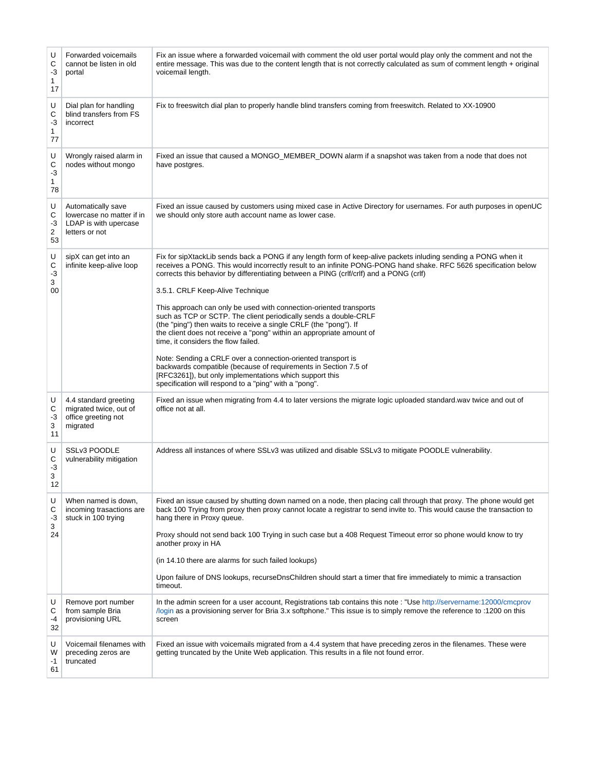| | | |
|---|---|---|
| UC-3117 | Forwarded voicemails cannot be listen in old portal | Fix an issue where a forwarded voicemail with comment the old user portal would play only the comment and not the entire message. This was due to the content length that is not correctly calculated as sum of comment length + original voicemail length. |
| UC-3177 | Dial plan for handling blind transfers from FS incorrect | Fix to freeswitch dial plan to properly handle blind transfers coming from freeswitch. Related to XX-10900 |
| UC-3178 | Wrongly raised alarm in nodes without mongo | Fixed an issue that caused a MONGO_MEMBER_DOWN alarm if a snapshot was taken from a node that does not have postgres. |
| UC-3253 | Automatically save lowercase no matter if in LDAP is with upercase letters or not | Fixed an issue caused by customers using mixed case in Active Directory for usernames. For auth purposes in openUC we should only store auth account name as lower case. |
| UC-3300 | sipX can get into an infinite keep-alive loop | Fix for sipXtackLib sends back a PONG if any length form of keep-alive packets inluding sending a PONG when it receives a PONG. This would incorrectly result to an infinite PONG-PONG hand shake. RFC 5626 specification below corrects this behavior by differentiating between a PING (crlf/crlf) and a PONG (crlf)<br><br>3.5.1. CRLF Keep-Alive Technique<br><br>This approach can only be used with connection-oriented transports such as TCP or SCTP. The client periodically sends a double-CRLF (the "ping") then waits to receive a single CRLF (the "pong"). If the client does not receive a "pong" within an appropriate amount of time, it considers the flow failed.<br><br>Note: Sending a CRLF over a connection-oriented transport is backwards compatible (because of requirements in Section 7.5 of [RFC3261]), but only implementations which support this specification will respond to a "ping" with a "pong". |
| UC-3311 | 4.4 standard greeting migrated twice, out of office greeting not migrated | Fixed an issue when migrating from 4.4 to later versions the migrate logic uploaded standard.wav twice and out of office not at all. |
| UC-3312 | SSLv3 POODLE vulnerability mitigation | Address all instances of where SSLv3 was utilized and disable SSLv3 to mitigate POODLE vulnerability. |
| UC-3324 | When named is down, incoming trasactions are stuck in 100 trying | Fixed an issue caused by shutting down named on a node, then placing call through that proxy. The phone would get back 100 Trying from proxy then proxy cannot locate a registrar to send invite to. This would cause the transaction to hang there in Proxy queue.<br><br>Proxy should not send back 100 Trying in such case but a 408 Request Timeout error so phone would know to try another proxy in HA<br><br>(in 14.10 there are alarms for such failed lookups)<br><br>Upon failure of DNS lookups, recurseDnsChildren should start a timer that fire immediately to mimic a transaction timeout. |
| UC-432 | Remove port number from sample Bria provisioning URL | In the admin screen for a user account, Registrations tab contains this note : "Use http://servername:12000/cmcprov/login as a provisioning server for Bria 3.x softphone." This issue is to simply remove the reference to :1200 on this screen |
| UW-161 | Voicemail filenames with preceding zeros are truncated | Fixed an issue with voicemails migrated from a 4.4 system that have preceding zeros in the filenames. These were getting truncated by the Unite Web application. This results in a file not found error. |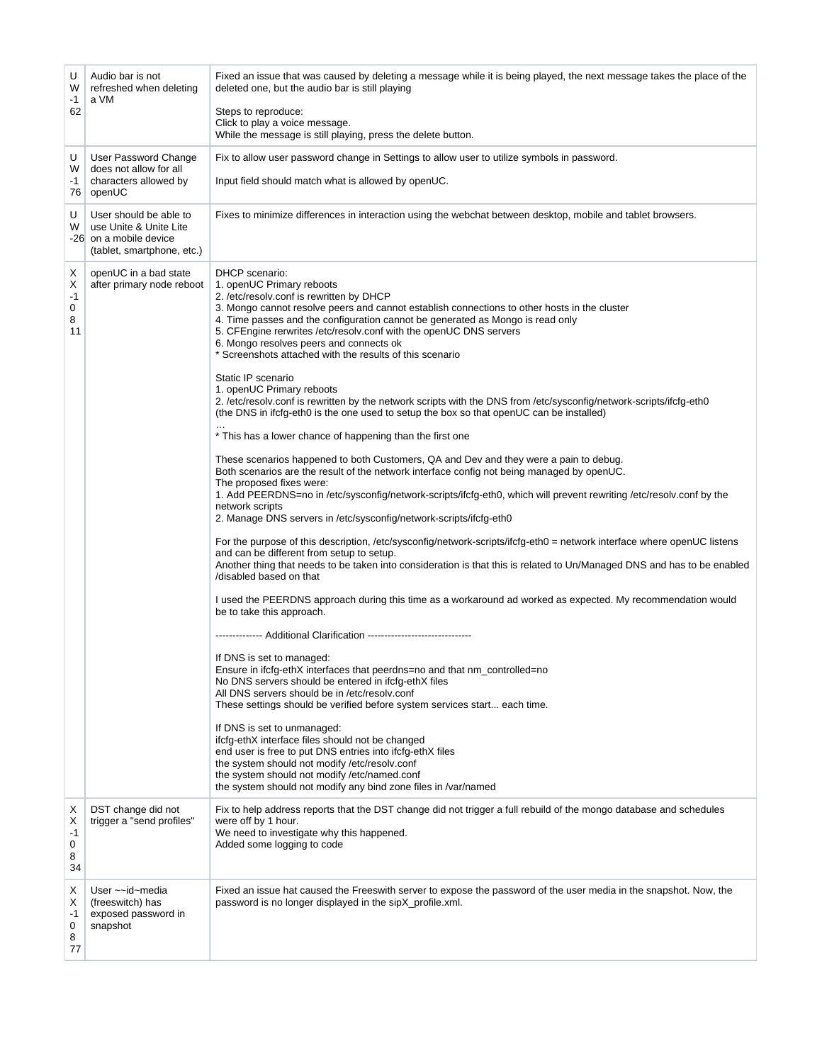| | | |
|---|---|---|
| UW-162 | Audio bar is not refreshed when deleting a VM | Fixed an issue that was caused by deleting a message while it is being played, the next message takes the place of the deleted one, but the audio bar is still playing<br><br>Steps to reproduce:<br>Click to play a voice message.<br>While the message is still playing, press the delete button. |
| UW-176 | User Password Change does not allow for all characters allowed by openUC | Fix to allow user password change in Settings to allow user to utilize symbols in password.<br><br>Input field should match what is allowed by openUC. |
| UW-26 | User should be able to use Unite & Unite Lite on a mobile device (tablet, smartphone, etc.) | Fixes to minimize differences in interaction using the webchat between desktop, mobile and tablet browsers. |
| XX-10811 | openUC in a bad state after primary node reboot | DHCP scenario:<br>1. openUC Primary reboots<br>2. /etc/resolv.conf is rewritten by DHCP<br>3. Mongo cannot resolve peers and cannot establish connections to other hosts in the cluster<br>4. Time passes and the configuration cannot be generated as Mongo is read only<br>5. CFEngine rerwrites /etc/resolv.conf with the openUC DNS servers<br>6. Mongo resolves peers and connects ok<br>* Screenshots attached with the results of this scenario<br><br>Static IP scenario<br>1. openUC Primary reboots<br>2. /etc/resolv.conf is rewritten by the network scripts with the DNS from /etc/sysconfig/network-scripts/ifcfg-eth0 (the DNS in ifcfg-eth0 is the one used to setup the box so that openUC can be installed)<br>…<br>* This has a lower chance of happening than the first one<br><br>These scenarios happened to both Customers, QA and Dev and they were a pain to debug.<br>Both scenarios are the result of the network interface config not being managed by openUC.<br>The proposed fixes were:<br>1. Add PEERDNS=no in /etc/sysconfig/network-scripts/ifcfg-eth0, which will prevent rewriting /etc/resolv.conf by the network scripts<br>2. Manage DNS servers in /etc/sysconfig/network-scripts/ifcfg-eth0<br><br>For the purpose of this description, /etc/sysconfig/network-scripts/ifcfg-eth0 = network interface where openUC listens and can be different from setup to setup.<br>Another thing that needs to be taken into consideration is that this is related to Un/Managed DNS and has to be enabled /disabled based on that<br><br>I used the PEERDNS approach during this time as a workaround ad worked as expected. My recommendation would be to take this approach.<br><br>-------------- Additional Clarification -------------------------------<br><br>If DNS is set to managed:<br>Ensure in ifcfg-ethX interfaces that peerdns=no and that nm_controlled=no<br>No DNS servers should be entered in ifcfg-ethX files<br>All DNS servers should be in /etc/resolv.conf<br>These settings should be verified before system services start... each time.<br><br>If DNS is set to unmanaged:<br>ifcfg-ethX interface files should not be changed<br>end user is free to put DNS entries into ifcfg-ethX files<br>the system should not modify /etc/resolv.conf<br>the system should not modify /etc/named.conf<br>the system should not modify any bind zone files in /var/named |
| XX-10834 | DST change did not trigger a "send profiles" | Fix to help address reports that the DST change did not trigger a full rebuild of the mongo database and schedules were off by 1 hour.<br>We need to investigate why this happened.<br>Added some logging to code |
| XX-10877 | User ~~id~media (freeswitch) has exposed password in snapshot | Fixed an issue hat caused the Freeswith server to expose the password of the user media in the snapshot. Now, the password is no longer displayed in the sipX_profile.xml. |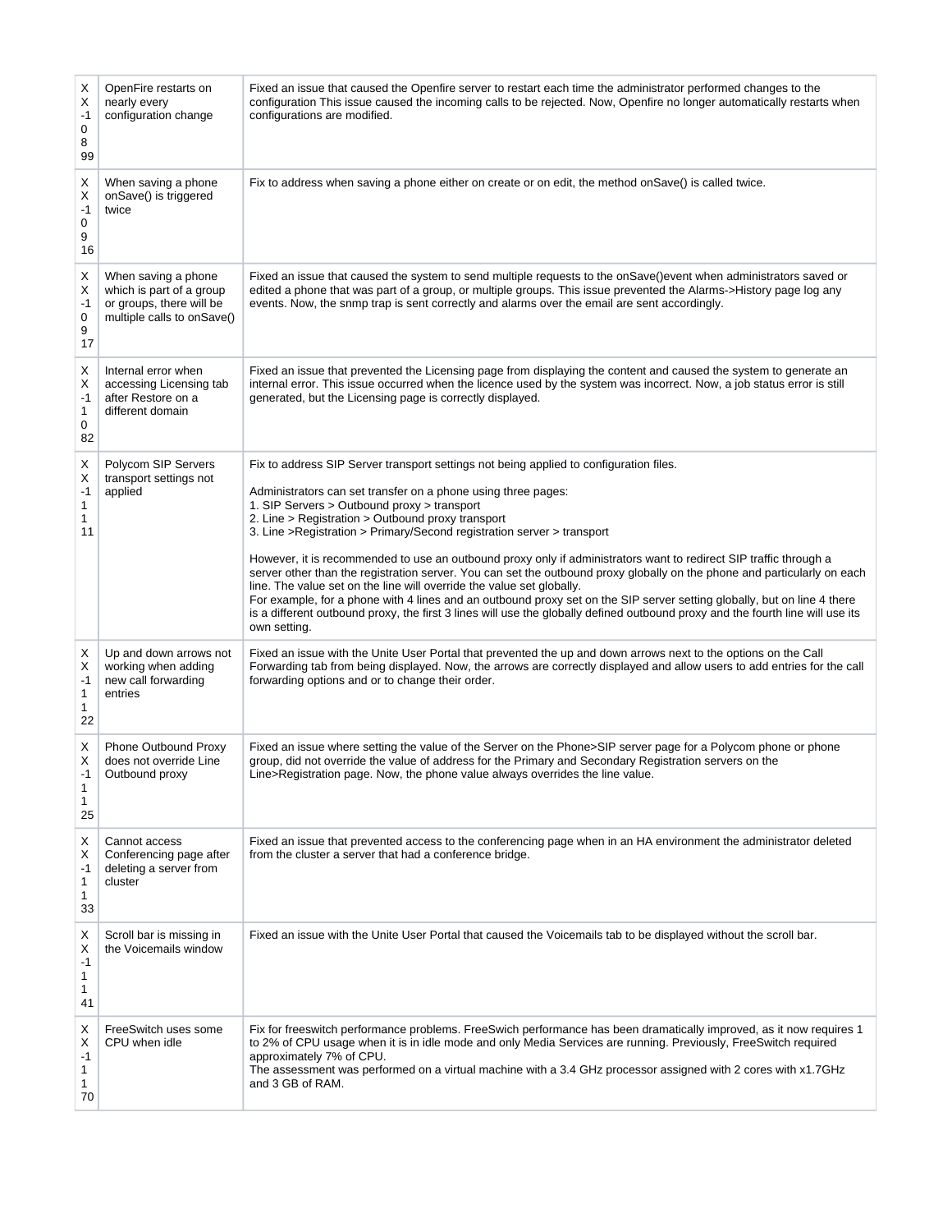| | | |
|---|---|---|
| XX-10899 | OpenFire restarts on nearly every configuration change | Fixed an issue that caused the Openfire server to restart each time the administrator performed changes to the configuration This issue caused the incoming calls to be rejected. Now, Openfire no longer automatically restarts when configurations are modified. |
| XX-10916 | When saving a phone onSave() is triggered twice | Fix to address when saving a phone either on create or on edit, the method onSave() is called twice. |
| XX-10917 | When saving a phone which is part of a group or groups, there will be multiple calls to onSave() | Fixed an issue that caused the system to send multiple requests to the onSave()event when administrators saved or edited a phone that was part of a group, or multiple groups. This issue prevented the Alarms->History page log any events. Now, the snmp trap is sent correctly and alarms over the email are sent accordingly. |
| XX-11082 | Internal error when accessing Licensing tab after Restore on a different domain | Fixed an issue that prevented the Licensing page from displaying the content and caused the system to generate an internal error. This issue occurred when the licence used by the system was incorrect. Now, a job status error is still generated, but the Licensing page is correctly displayed. |
| XX-11111 | Polycom SIP Servers transport settings not applied | Fix to address SIP Server transport settings not being applied to configuration files.<br><br>Administrators can set transfer on a phone using three pages:<br>1. SIP Servers > Outbound proxy > transport<br>2. Line > Registration > Outbound proxy transport<br>3. Line >Registration > Primary/Second registration server > transport<br><br>However, it is recommended to use an outbound proxy only if administrators want to redirect SIP traffic through a server other than the registration server. You can set the outbound proxy globally on the phone and particularly on each line. The value set on the line will override the value set globally.<br>For example, for a phone with 4 lines and an outbound proxy set on the SIP server setting globally, but on line 4 there is a different outbound proxy, the first 3 lines will use the globally defined outbound proxy and the fourth line will use its own setting. |
| XX-11122 | Up and down arrows not working when adding new call forwarding entries | Fixed an issue with the Unite User Portal that prevented the up and down arrows next to the options on the Call Forwarding tab from being displayed. Now, the arrows are correctly displayed and allow users to add entries for the call forwarding options and or to change their order. |
| XX-11125 | Phone Outbound Proxy does not override Line Outbound proxy | Fixed an issue where setting the value of the Server on the Phone>SIP server page for a Polycom phone or phone group, did not override the value of address for the Primary and Secondary Registration servers on the Line>Registration page. Now, the phone value always overrides the line value. |
| XX-11133 | Cannot access Conferencing page after deleting a server from cluster | Fixed an issue that prevented access to the conferencing page when in an HA environment the administrator deleted from the cluster a server that had a conference bridge. |
| XX-11141 | Scroll bar is missing in the Voicemails window | Fixed an issue with the Unite User Portal that caused the Voicemails tab to be displayed without the scroll bar. |
| XX-11170 | FreeSwitch uses some CPU when idle | Fix for freeswitch performance problems. FreeSwich performance has been dramatically improved, as it now requires 1 to 2% of CPU usage when it is in idle mode and only Media Services are running. Previously, FreeSwitch required approximately 7% of CPU.<br>The assessment was performed on a virtual machine with a 3.4 GHz processor assigned with 2 cores with x1.7GHz and 3 GB of RAM. |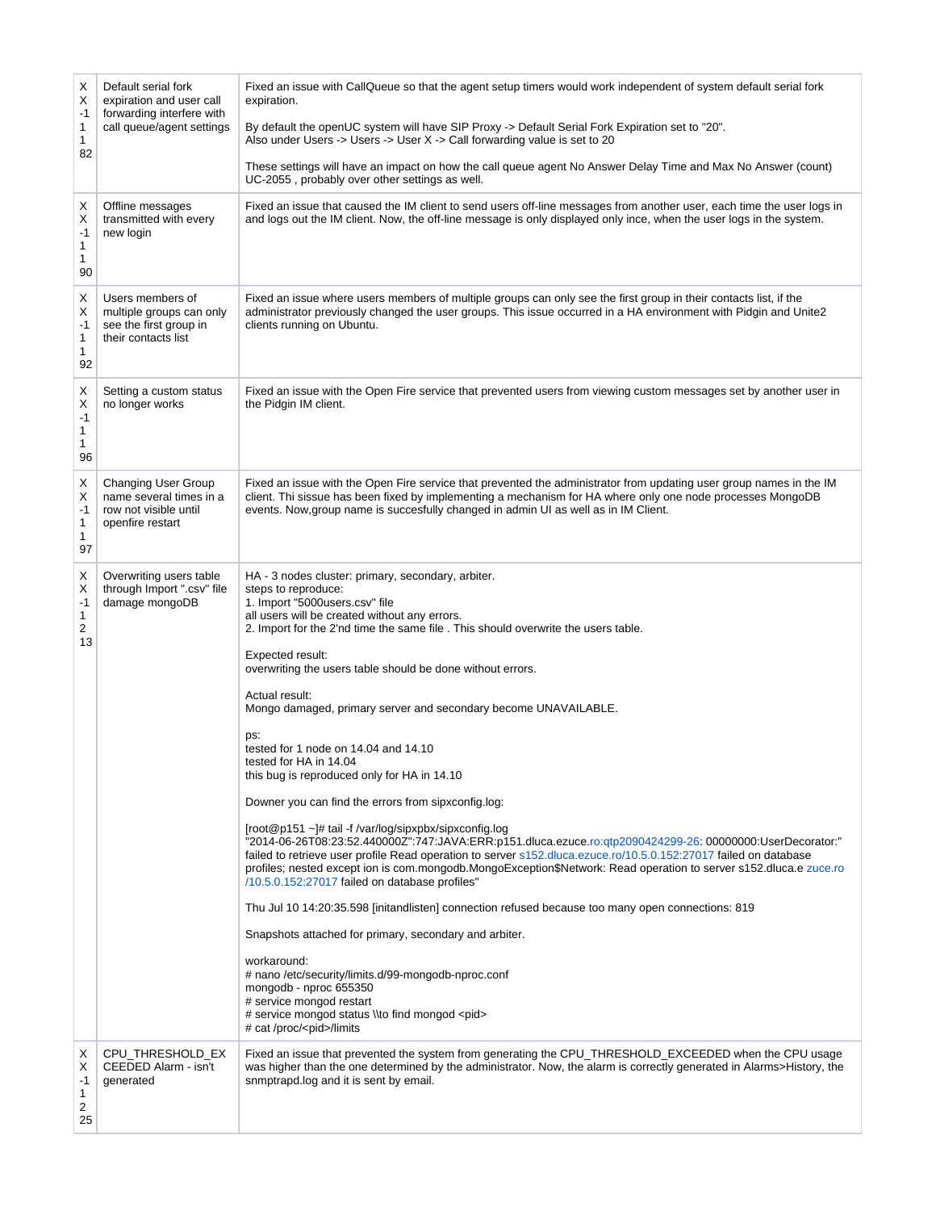| | | |
|---|---|---|
| XX-1182 | Default serial fork expiration and user call forwarding interfere with call queue/agent settings | Fixed an issue with CallQueue so that the agent setup timers would work independent of system default serial fork expiration.<br><br>By default the openUC system will have SIP Proxy -> Default Serial Fork Expiration set to "20".<br>Also under Users -> Users -> User X -> Call forwarding value is set to 20<br><br>These settings will have an impact on how the call queue agent No Answer Delay Time and Max No Answer (count) UC-2055 , probably over other settings as well. |
| XX-1190 | Offline messages transmitted with every new login | Fixed an issue that caused the IM client to send users off-line messages from another user, each time the user logs in and logs out the IM client. Now, the off-line message is only displayed only ince, when the user logs in the system. |
| XX-1192 | Users members of multiple groups can only see the first group in their contacts list | Fixed an issue where users members of multiple groups can only see the first group in their contacts list, if the administrator previously changed the user groups. This issue occurred in a HA environment with Pidgin and Unite2 clients running on Ubuntu. |
| XX-1196 | Setting a custom status no longer works | Fixed an issue with the Open Fire service that prevented users from viewing custom messages set by another user in the Pidgin IM client. |
| XX-1197 | Changing User Group name several times in a row not visible until openfire restart | Fixed an issue with the Open Fire service that prevented the administrator from updating user group names in the IM client. Thi sissue has been fixed by implementing a mechanism for HA where only one node processes MongoDB events. Now,group name is succesfully changed in admin UI as well as in IM Client. |
| XX-1213 | Overwriting users table through Import ".csv" file damage mongoDB | HA - 3 nodes cluster: primary, secondary, arbiter.<br>steps to reproduce:<br>1. Import "5000users.csv" file<br>all users will be created without any errors.<br>2. Import for the 2'nd time the same file . This should overwrite the users table.<br><br>Expected result:<br>overwriting the users table should be done without errors.<br><br>Actual result:<br>Mongo damaged, primary server and secondary become UNAVAILABLE.<br><br>ps:<br>tested for 1 node on 14.04 and 14.10<br>tested for HA in 14.04<br>this bug is reproduced only for HA in 14.10<br><br>Downer you can find the errors from sipxconfig.log:<br><br>[root@p151 ~]# tail -f /var/log/sipxpbx/sipxconfig.log<br>"2014-06-26T08:23:52.440000Z":747:JAVA:ERR:p151.dluca.ezuce.ro:qtp2090424299-26: 00000000:UserDecorator:" failed to retrieve user profile Read operation to server s152.dluca.ezuce.ro/10.5.0.152:27017 failed on database profiles; nested except ion is com.mongodb.MongoException$Network: Read operation to server s152.dluca.ezuce.ro/10.5.0.152:27017 failed on database profiles"<br><br>Thu Jul 10 14:20:35.598 [initandlisten] connection refused because too many open connections: 819<br><br>Snapshots attached for primary, secondary and arbiter.<br><br>workaround:<br># nano /etc/security/limits.d/99-mongodb-nproc.conf<br>mongodb - nproc 655350<br># service mongod restart<br># service mongod status \\to find mongod <pid><br># cat /proc/<pid>/limits |
| XX-1225 | CPU_THRESHOLD_EXCEEDED Alarm - isn't generated | Fixed an issue that prevented the system from generating the CPU_THRESHOLD_EXCEEDED when the CPU usage was higher than the one determined by the administrator. Now, the alarm is correctly generated in Alarms>History, the snmptrapd.log and it is sent by email. |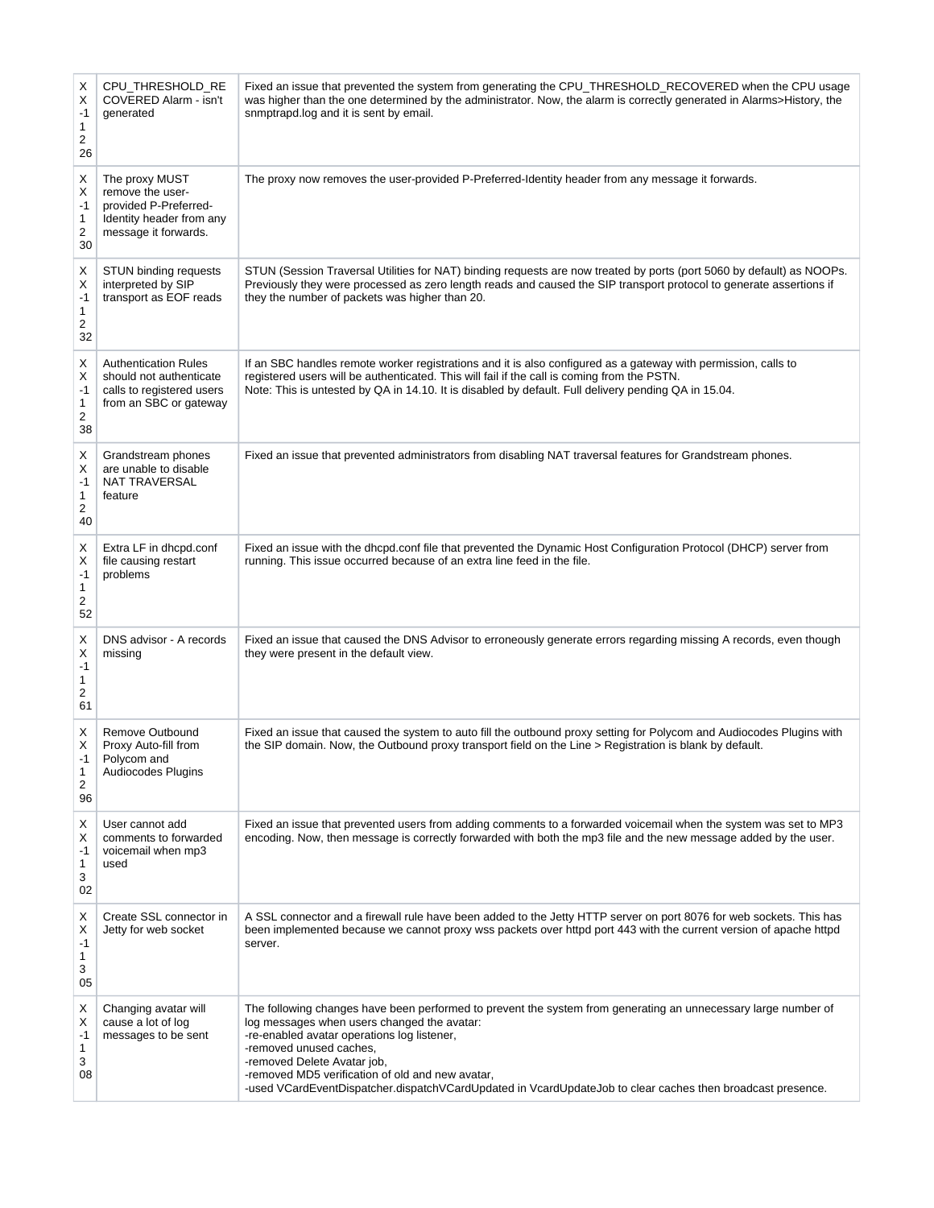| XX-1226 | CPU_THRESHOLD_RECOVERED Alarm - isn't generated | Fixed an issue that prevented the system from generating the CPU_THRESHOLD_RECOVERED when the CPU usage was higher than the one determined by the administrator. Now, the alarm is correctly generated in Alarms>History, the snmptrapd.log and it is sent by email. |
|---|---|---|
| XX-1230 | The proxy MUST remove the user-provided P-Preferred-Identity header from any message it forwards. | The proxy now removes the user-provided P-Preferred-Identity header from any message it forwards. |
| XX-1232 | STUN binding requests interpreted by SIP transport as EOF reads | STUN (Session Traversal Utilities for NAT) binding requests are now treated by ports (port 5060 by default) as NOOPs. Previously they were processed as zero length reads and caused the SIP transport protocol to generate assertions if they the number of packets was higher than 20. |
| XX-1238 | Authentication Rules should not authenticate calls to registered users from an SBC or gateway | If an SBC handles remote worker registrations and it is also configured as a gateway with permission, calls to registered users will be authenticated. This will fail if the call is coming from the PSTN.<br>Note: This is untested by QA in 14.10. It is disabled by default. Full delivery pending QA in 15.04. |
| XX-1240 | Grandstream phones are unable to disable NAT TRAVERSAL feature | Fixed an issue that prevented administrators from disabling NAT traversal features for Grandstream phones. |
| XX-1252 | Extra LF in dhcpd.conf file causing restart problems | Fixed an issue with the dhcpd.conf file that prevented the Dynamic Host Configuration Protocol (DHCP) server from running. This issue occurred because of an extra line feed in the file. |
| XX-1261 | DNS advisor - A records missing | Fixed an issue that caused the DNS Advisor to erroneously generate errors regarding missing A records, even though they were present in the default view. |
| XX-1296 | Remove Outbound Proxy Auto-fill from Polycom and Audiocodes Plugins | Fixed an issue that caused the system to auto fill the outbound proxy setting for Polycom and Audiocodes Plugins with the SIP domain. Now, the Outbound proxy transport field on the Line > Registration is blank by default. |
| XX-1302 | User cannot add comments to forwarded voicemail when mp3 used | Fixed an issue that prevented users from adding comments to a forwarded voicemail when the system was set to MP3 encoding. Now, then message is correctly forwarded with both the mp3 file and the new message added by the user. |
| XX-1305 | Create SSL connector in Jetty for web socket | A SSL connector and a firewall rule have been added to the Jetty HTTP server on port 8076 for web sockets. This has been implemented because we cannot proxy wss packets over httpd port 443 with the current version of apache httpd server. |
| XX-1308 | Changing avatar will cause a lot of log messages to be sent | The following changes have been performed to prevent the system from generating an unnecessary large number of log messages when users changed the avatar:<br>-re-enabled avatar operations log listener,<br>-removed unused caches,<br>-removed Delete Avatar job,<br>-removed MD5 verification of old and new avatar,<br>-used VCardEventDispatcher.dispatchVCardUpdated in VcardUpdateJob to clear caches then broadcast presence. |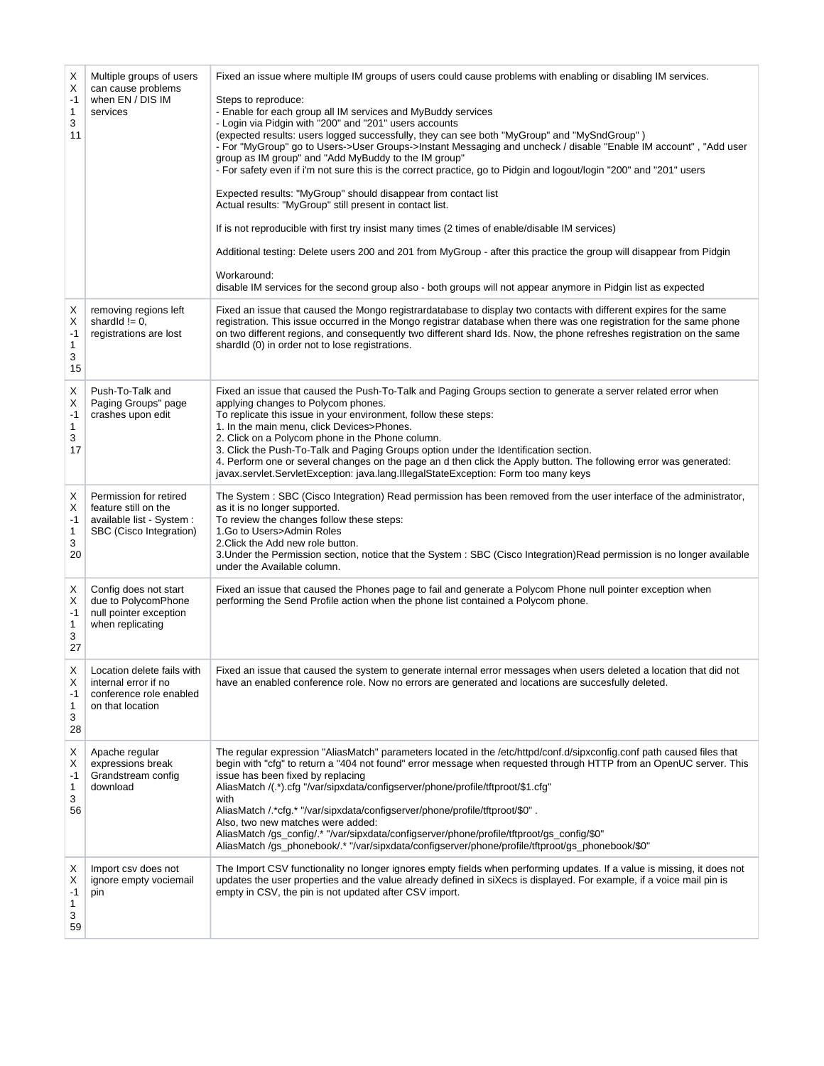| | | |
|---|---|---|
| XX-1311 | Multiple groups of users can cause problems when EN / DIS IM services | Fixed an issue where multiple IM groups of users could cause problems with enabling or disabling IM services.<br><br>Steps to reproduce:<br>- Enable for each group all IM services and MyBuddy services<br>- Login via Pidgin with "200" and "201" users accounts<br>(expected results: users logged successfully, they can see both "MyGroup" and "MySndGroup" )<br>- For "MyGroup" go to Users->User Groups->Instant Messaging and uncheck / disable "Enable IM account" , "Add user group as IM group" and "Add MyBuddy to the IM group"<br>- For safety even if i'm not sure this is the correct practice, go to Pidgin and logout/login "200" and "201" users<br><br>Expected results: "MyGroup" should disappear from contact list<br>Actual results: "MyGroup" still present in contact list.<br><br>If is not reproducible with first try insist many times (2 times of enable/disable IM services)<br><br>Additional testing: Delete users 200 and 201 from MyGroup - after this practice the group will disappear from Pidgin<br><br>Workaround:<br>disable IM services for the second group also - both groups will not appear anymore in Pidgin list as expected |
| XX-1315 | removing regions left shardId != 0, registrations are lost | Fixed an issue that caused the Mongo registrardatabase to display two contacts with different expires for the same registration. This issue occurred in the Mongo registrar database when there was one registration for the same phone on two different regions, and consequently two different shard Ids. Now, the phone refreshes registration on the same shardId (0) in order not to lose registrations. |
| XX-1317 | Push-To-Talk and Paging Groups" page crashes upon edit | Fixed an issue that caused the Push-To-Talk and Paging Groups section to generate a server related error when applying changes to Polycom phones.<br>To replicate this issue in your environment, follow these steps:<br>1. In the main menu, click Devices>Phones.<br>2. Click on a Polycom phone in the Phone column.<br>3. Click the Push-To-Talk and Paging Groups option under the Identification section.<br>4. Perform one or several changes on the page an d then click the Apply button. The following error was generated: javax.servlet.ServletException: java.lang.IllegalStateException: Form too many keys |
| XX-1320 | Permission for retired feature still on the available list - System : SBC (Cisco Integration) | The System : SBC (Cisco Integration) Read permission has been removed from the user interface of the administrator, as it is no longer supported.<br>To review the changes follow these steps:<br>1.Go to Users>Admin Roles<br>2.Click the Add new role button.<br>3.Under the Permission section, notice that the System : SBC (Cisco Integration)Read permission is no longer available under the Available column. |
| XX-1327 | Config does not start due to PolycomPhone null pointer exception when replicating | Fixed an issue that caused the Phones page to fail and generate a Polycom Phone null pointer exception when performing the Send Profile action when the phone list contained a Polycom phone. |
| XX-1328 | Location delete fails with internal error if no conference role enabled on that location | Fixed an issue that caused the system to generate internal error messages when users deleted a location that did not have an enabled conference role. Now no errors are generated and locations are succesfully deleted. |
| XX-1356 | Apache regular expressions break Grandstream config download | The regular expression "AliasMatch" parameters located in the /etc/httpd/conf.d/sipxconfig.conf path caused files that begin with "cfg" to return a "404 not found" error message when requested through HTTP from an OpenUC server. This issue has been fixed by replacing<br>AliasMatch /(.*).cfg "/var/sipxdata/configserver/phone/profile/tftproot/$1.cfg"<br>with<br>AliasMatch /.*cfg.* "/var/sipxdata/configserver/phone/profile/tftproot/$0" .<br>Also, two new matches were added:<br>AliasMatch /gs_config/.* "/var/sipxdata/configserver/phone/profile/tftproot/gs_config/$0"<br>AliasMatch /gs_phonebook/.* "/var/sipxdata/configserver/phone/profile/tftproot/gs_phonebook/$0" |
| XX-1359 | Import csv does not ignore empty vociemail pin | The Import CSV functionality no longer ignores empty fields when performing updates. If a value is missing, it does not updates the user properties and the value already defined in siXecs is displayed. For example, if a voice mail pin is empty in CSV, the pin is not updated after CSV import. |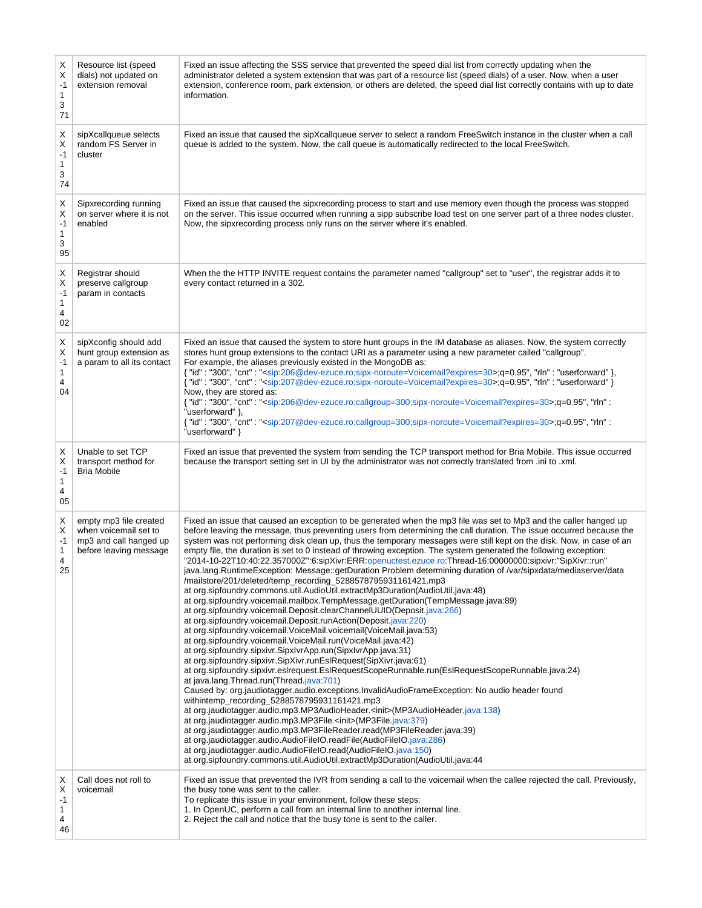| | | |
|---|---|---|
| XX-1371 | Resource list (speed dials) not updated on extension removal | Fixed an issue affecting the SSS service that prevented the speed dial list from correctly updating when the administrator deleted a system extension that was part of a resource list (speed dials) of a user. Now, when a user extension, conference room, park extension, or others are deleted, the speed dial list correctly contains with up to date information. |
| XX-1374 | sipXcallqueue selects random FS Server in cluster | Fixed an issue that caused the sipXcallqueue server to select a random FreeSwitch instance in the cluster when a call queue is added to the system. Now, the call queue is automatically redirected to the local FreeSwitch. |
| XX-1395 | Sipxrecording running on server where it is not enabled | Fixed an issue that caused the sipxrecording process to start and use memory even though the process was stopped on the server. This issue occurred when running a sipp subscribe load test on one server part of a three nodes cluster. Now, the sipxrecording process only runs on the server where it's enabled. |
| XX-1402 | Registrar should preserve callgroup param in contacts | When the the HTTP INVITE request contains the parameter named "callgroup" set to "user", the registrar adds it to every contact returned in a 302. |
| XX-1404 | sipXconfig should add hunt group extension as a param to all its contact | Fixed an issue that caused the system to store hunt groups in the IM database as aliases. Now, the system correctly stores hunt group extensions to the contact URI as a parameter using a new parameter called "callgroup".<br>For example, the aliases previously existed in the MongoDB as:<br>{ "id" : "300", "cnt" : "<sip:206@dev-ezuce.ro;sipx-noroute=Voicemail?expires=30>;q=0.95", "rln" : "userforward" },<br>{ "id" : "300", "cnt" : "<sip:207@dev-ezuce.ro;sipx-noroute=Voicemail?expires=30>;q=0.95", "rln" : "userforward" }<br>Now, they are stored as:<br>{ "id" : "300", "cnt" : "<sip:206@dev-ezuce.ro;callgroup=300;sipx-noroute=Voicemail?expires=30>;q=0.95", "rln" : "userforward" },<br>{ "id" : "300", "cnt" : "<sip:207@dev-ezuce.ro;callgroup=300;sipx-noroute=Voicemail?expires=30>;q=0.95", "rln" : "userforward" } |
| XX-1405 | Unable to set TCP transport method for Bria Mobile | Fixed an issue that prevented the system from sending the TCP transport method for Bria Mobile. This issue occurred because the transport setting set in UI by the administrator was not correctly translated from .ini to .xml. |
| XX-1425 | empty mp3 file created when voicemail set to mp3 and call hanged up before leaving message | Fixed an issue that caused an exception to be generated when the mp3 file was set to Mp3 and the caller hanged up before leaving the message, thus preventing users from determining the call duration. The issue occurred because the system was not performing disk clean up, thus the temporary messages were still kept on the disk. Now, in case of an empty file, the duration is set to 0 instead of throwing exception. The system generated the following exception:<br>"2014-10-22T10:40:22.357000Z":6:sipXivr:ERR:opeuctest.ezuce.ro:Thread-16:00000000:sipxivr:"SipXivr::run" java.lang.RuntimeException: Message::getDuration Problem determining duration of /var/sipxdata/mediaserver/data/mailstore/201/deleted/temp_recording_5288578795931161421.mp3<br>at org.sipfoundry.commons.util.AudioUtil.extractMp3Duration(AudioUtil.java:48)<br>at org.sipfoundry.voicemail.mailbox.TempMessage.getDuration(TempMessage.java:89)<br>at org.sipfoundry.voicemail.Deposit.clearChannelUUID(Deposit.java:266)<br>at org.sipfoundry.voicemail.Deposit.runAction(Deposit.java:220)<br>at org.sipfoundry.voicemail.VoiceMail.voicemail(VoiceMail.java:53)<br>at org.sipfoundry.voicemail.VoiceMail.run(VoiceMail.java:42)<br>at org.sipfoundry.sipxivr.SipxIvrApp.run(SipxIvrApp.java:31)<br>at org.sipfoundry.sipxivr.SipXivr.runEslRequest(SipXivr.java:61)<br>at org.sipfoundry.sipxivr.eslrequest.EslRequestScopeRunnable.run(EslRequestScopeRunnable.java:24)<br>at java.lang.Thread.run(Thread.java:701)<br>Caused by: org.jaudiotagger.audio.exceptions.InvalidAudioFrameException: No audio header found withintemp_recording_5288578795931161421.mp3<br>at org.jaudiotagger.audio.mp3.MP3AudioHeader.<init>(MP3AudioHeader.java:138)<br>at org.jaudiotagger.audio.mp3.MP3File.<init>(MP3File.java:379)<br>at org.jaudiotagger.audio.mp3.MP3FileReader.read(MP3FileReader.java:39)<br>at org.jaudiotagger.audio.AudioFileIO.readFile(AudioFileIO.java:286)<br>at org.jaudiotagger.audio.AudioFileIO.read(AudioFileIO.java:150)<br>at org.sipfoundry.commons.util.AudioUtil.extractMp3Duration(AudioUtil.java:44 |
| XX-1446 | Call does not roll to voicemail | Fixed an issue that prevented the IVR from sending a call to the voicemail when the callee rejected the call. Previously, the busy tone was sent to the caller.<br>To replicate this issue in your environment, follow these steps:<br>1. In OpenUC, perform a call from an internal line to another internal line.<br>2. Reject the call and notice that the busy tone is sent to the caller. |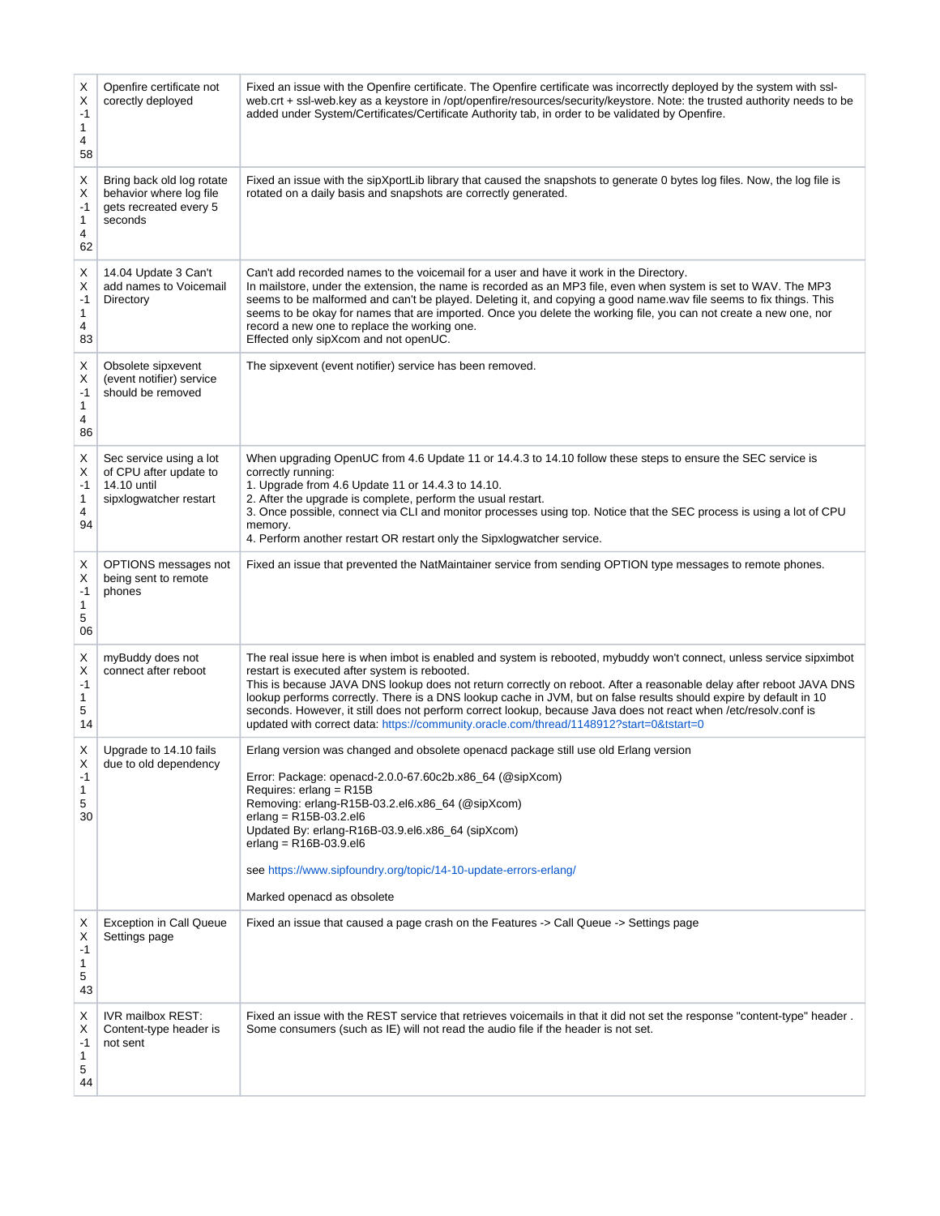| | | |
|---|---|---|
| XX-1458 | Openfire certificate not corectly deployed | Fixed an issue with the Openfire certificate. The Openfire certificate was incorrectly deployed by the system with ssl-web.crt + ssl-web.key as a keystore in /opt/openfire/resources/security/keystore. Note: the trusted authority needs to be added under System/Certificates/Certificate Authority tab, in order to be validated by Openfire. |
| XX-1462 | Bring back old log rotate behavior where log file gets recreated every 5 seconds | Fixed an issue with the sipXportLib library that caused the snapshots to generate 0 bytes log files. Now, the log file is rotated on a daily basis and snapshots are correctly generated. |
| XX-1483 | 14.04 Update 3 Can't add names to Voicemail Directory | Can't add recorded names to the voicemail for a user and have it work in the Directory.<br>In mailstore, under the extension, the name is recorded as an MP3 file, even when system is set to WAV. The MP3 seems to be malformed and can't be played. Deleting it, and copying a good name.wav file seems to fix things. This seems to be okay for names that are imported. Once you delete the working file, you can not create a new one, nor record a new one to replace the working one.<br>Effected only sipXcom and not openUC. |
| XX-1486 | Obsolete sipxevent (event notifier) service should be removed | The sipxevent (event notifier) service has been removed. |
| XX-1494 | Sec service using a lot of CPU after update to 14.10 until sipxlogwatcher restart | When upgrading OpenUC from 4.6 Update 11 or 14.4.3 to 14.10 follow these steps to ensure the SEC service is correctly running:<br>1. Upgrade from 4.6 Update 11 or 14.4.3 to 14.10.<br>2. After the upgrade is complete, perform the usual restart.<br>3. Once possible, connect via CLI and monitor processes using top. Notice that the SEC process is using a lot of CPU memory.<br>4. Perform another restart OR restart only the Sipxlogwatcher service. |
| XX-1506 | OPTIONS messages not being sent to remote phones | Fixed an issue that prevented the NatMaintainer service from sending OPTION type messages to remote phones. |
| XX-1514 | myBuddy does not connect after reboot | The real issue here is when imbot is enabled and system is rebooted, mybuddy won't connect, unless service sipximbot restart is executed after system is rebooted.<br>This is because JAVA DNS lookup does not return correctly on reboot. After a reasonable delay after reboot JAVA DNS lookup performs correctly. There is a DNS lookup cache in JVM, but on false results should expire by default in 10 seconds. However, it still does not perform correct lookup, because Java does not react when /etc/resolv.conf is updated with correct data: https://community.oracle.com/thread/1148912?start=0&tstart=0 |
| XX-1530 | Upgrade to 14.10 fails due to old dependency | Erlang version was changed and obsolete openacd package still use old Erlang version<br><br>Error: Package: openacd-2.0.0-67.60c2b.x86_64 (@sipXcom)<br>Requires: erlang = R15B<br>Removing: erlang-R15B-03.2.el6.x86_64 (@sipXcom)<br>erlang = R15B-03.2.el6<br>Updated By: erlang-R16B-03.9.el6.x86_64 (sipXcom)<br>erlang = R16B-03.9.el6<br><br>see https://www.sipfoundry.org/topic/14-10-update-errors-erlang/<br><br>Marked openacd as obsolete |
| XX-1543 | Exception in Call Queue Settings page | Fixed an issue that caused a page crash on the Features -> Call Queue -> Settings page |
| XX-1544 | IVR mailbox REST: Content-type header is not sent | Fixed an issue with the REST service that retrieves voicemails in that it did not set the response "content-type" header . Some consumers (such as IE) will not read the audio file if the header is not set. |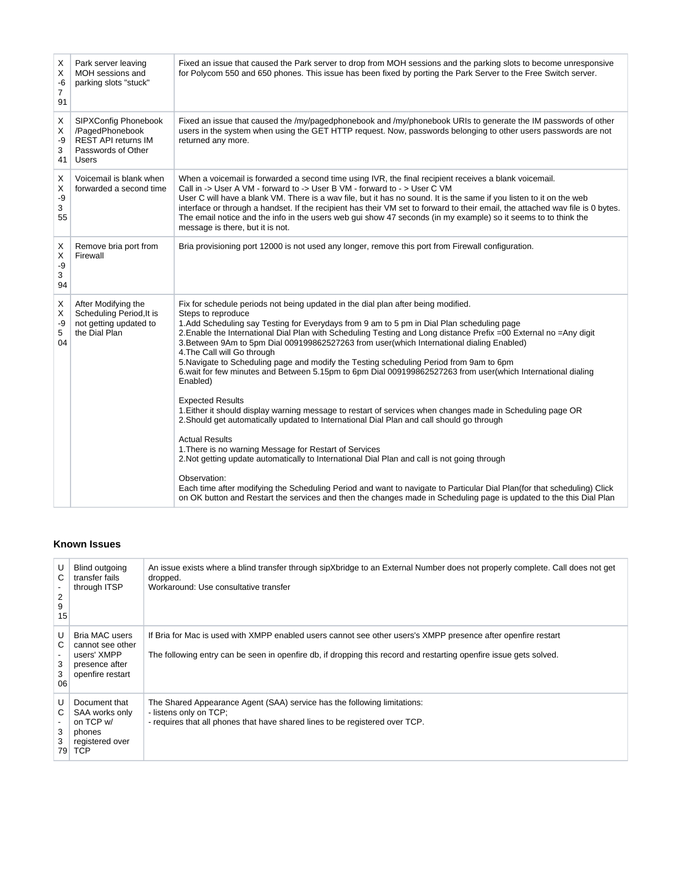| | | |
|---|---|---|
| XX-6791 | Park server leaving MOH sessions and parking slots "stuck" | Fixed an issue that caused the Park server to drop from MOH sessions and the parking slots to become unresponsive for Polycom 550 and 650 phones. This issue has been fixed by porting the Park Server to the Free Switch server. |
| XX-9341 | SIPXConfig Phonebook /PagedPhonebook REST API returns IM Passwords of Other Users | Fixed an issue that caused the /my/pagedphonebook and /my/phonebook URIs to generate the IM passwords of other users in the system when using the GET HTTP request. Now, passwords belonging to other users passwords are not returned any more. |
| XX-9355 | Voicemail is blank when forwarded a second time | When a voicemail is forwarded a second time using IVR, the final recipient receives a blank voicemail.<br>Call in -> User A VM - forward to -> User B VM - forward to - > User C VM<br>User C will have a blank VM. There is a wav file, but it has no sound. It is the same if you listen to it on the web interface or through a handset. If the recipient has their VM set to forward to their email, the attached wav file is 0 bytes. The email notice and the info in the users web gui show 47 seconds (in my example) so it seems to to think the message is there, but it is not. |
| XX-9394 | Remove bria port from Firewall | Bria provisioning port 12000 is not used any longer, remove this port from Firewall configuration. |
| XX-9504 | After Modifying the Scheduling Period,It is not getting updated to the Dial Plan | Fix for schedule periods not being updated in the dial plan after being modified.<br>Steps to reproduce<br>1.Add Scheduling say Testing for Everydays from 9 am to 5 pm in Dial Plan scheduling page<br>2.Enable the International Dial Plan with Scheduling Testing and Long distance Prefix =00 External no =Any digit<br>3.Between 9Am to 5pm Dial 009199862527263 from user(which International dialing Enabled)<br>4.The Call will Go through<br>5.Navigate to Scheduling page and modify the Testing scheduling Period from 9am to 6pm<br>6.wait for few minutes and Between 5.15pm to 6pm Dial 009199862527263 from user(which International dialing Enabled)<br><br>Expected Results<br>1.Either it should display warning message to restart of services when changes made in Scheduling page OR<br>2.Should get automatically updated to International Dial Plan and call should go through<br><br>Actual Results<br>1.There is no warning Message for Restart of Services<br>2.Not getting update automatically to International Dial Plan and call is not going through<br><br>Observation:<br>Each time after modifying the Scheduling Period and want to navigate to Particular Dial Plan(for that scheduling) Click on OK button and Restart the services and then the changes made in Scheduling page is updated to the this Dial Plan |

### Known Issues

| | | |
|---|---|---|
| UC-2915 | Blind outgoing transfer fails through ITSP | An issue exists where a blind transfer through sipXbridge to an External Number does not properly complete. Call does not get dropped.<br>Workaround: Use consultative transfer |
| UC-3306 | Bria MAC users cannot see other users' XMPP presence after openfire restart | If Bria for Mac is used with XMPP enabled users cannot see other users's XMPP presence after openfire restart<br><br>The following entry can be seen in openfire db, if dropping this record and restarting openfire issue gets solved. |
| UC-3379 | Document that SAA works only on TCP w/ phones registered over TCP | The Shared Appearance Agent (SAA) service has the following limitations:<br>- listens only on TCP;<br>- requires that all phones that have shared lines to be registered over TCP. |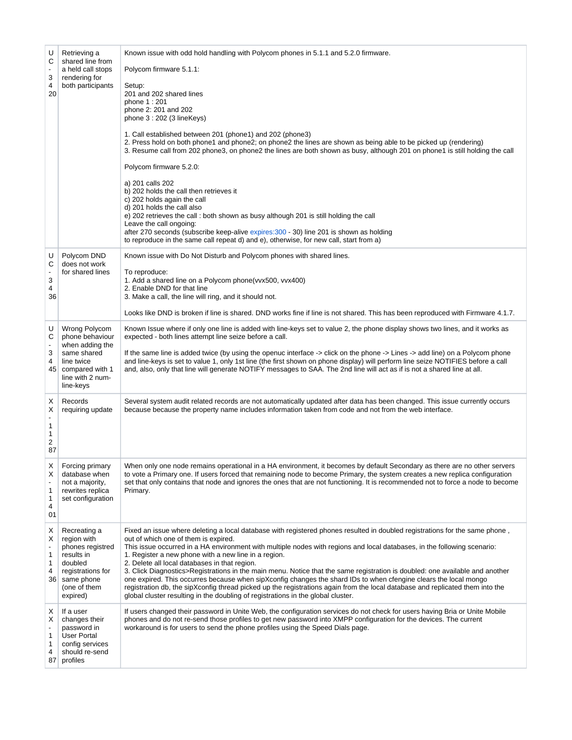| UC-3420 | Retrieving a shared line from a held call stops rendering for both participants | Known issue with odd hold handling with Polycom phones in 5.1.1 and 5.2.0 firmware.<br><br>Polycom firmware 5.1.1:<br><br>Setup:<br>201 and 202 shared lines<br>phone 1 : 201<br>phone 2: 201 and 202<br>phone 3 : 202 (3 lineKeys)<br><br>1. Call established between 201 (phone1) and 202 (phone3)<br>2. Press hold on both phone1 and phone2; on phone2 the lines are shown as being able to be picked up (rendering)<br>3. Resume call from 202 phone3, on phone2 the lines are both shown as busy, although 201 on phone1 is still holding the call<br><br>Polycom firmware 5.2.0:<br><br>a) 201 calls 202<br>b) 202 holds the call then retrieves it<br>c) 202 holds again the call<br>d) 201 holds the call also<br>e) 202 retrieves the call : both shown as busy although 201 is still holding the call<br>Leave the call ongoing:<br>after 270 seconds (subscribe keep-alive expires:300 - 30) line 201 is shown as holding<br>to reproduce in the same call repeat d) and e), otherwise, for new call, start from a) |
|---|---|---|
| UC-3436 | Polycom DND does not work for shared lines | Known issue with Do Not Disturb and Polycom phones with shared lines.<br><br>To reproduce:<br>1. Add a shared line on a Polycom phone(vvx500, vvx400)<br>2. Enable DND for that line<br>3. Make a call, the line will ring, and it should not.<br><br>Looks like DND is broken if line is shared. DND works fine if line is not shared. This has been reproduced with Firmware 4.1.7. |
| UC-3445 | Wrong Polycom phone behaviour when adding the same shared line twice compared with 1 line with 2 num-line-keys | Known Issue where if only one line is added with line-keys set to value 2, the phone display shows two lines, and it works as expected - both lines attempt line seize before a call.<br><br>If the same line is added twice (by using the openuc interface -> click on the phone -> Lines -> add line) on a Polycom phone and line-keys is set to value 1, only 1st line (the first shown on phone display) will perform line seize NOTIFIES before a call and, also, only that line will generate NOTIFY messages to SAA. The 2nd line will act as if is not a shared line at all. |
| XX-11287 | Records requiring update | Several system audit related records are not automatically updated after data has been changed. This issue currently occurs because because the property name includes information taken from code and not from the web interface. |
| XX-11401 | Forcing primary database when not a majority, rewrites replica set configuration | When only one node remains operational in a HA environment, it becomes by default Secondary as there are no other servers to vote a Primary one. If users forced that remaining node to become Primary, the system creates a new replica configuration set that only contains that node and ignores the ones that are not functioning. It is recommended not to force a node to become Primary. |
| XX-11436 | Recreating a region with phones registred results in doubled registrations for same phone (one of them expired) | Fixed an issue where deleting a local database with registered phones resulted in doubled registrations for the same phone , out of which one of them is expired.<br>This issue occurred in a HA environment with multiple nodes with regions and local databases, in the following scenario:<br>1. Register a new phone with a new line in a region.<br>2. Delete all local databases in that region.<br>3. Click Diagnostics>Registrations in the main menu. Notice that the same registration is doubled: one available and another one expired. This occurres because when sipXconfig changes the shard IDs to when cfengine clears the local mongo registration db, the sipXconfig thread picked up the registrations again from the local database and replicated them into the global cluster resulting in the doubling of registrations in the global cluster. |
| XX-11487 | If a user changes their password in User Portal config services should re-send profiles | If users changed their password in Unite Web, the configuration services do not check for users having Bria or Unite Mobile phones and do not re-send those profiles to get new password into XMPP configuration for the devices. The current workaround is for users to send the phone profiles using the Speed Dials page. |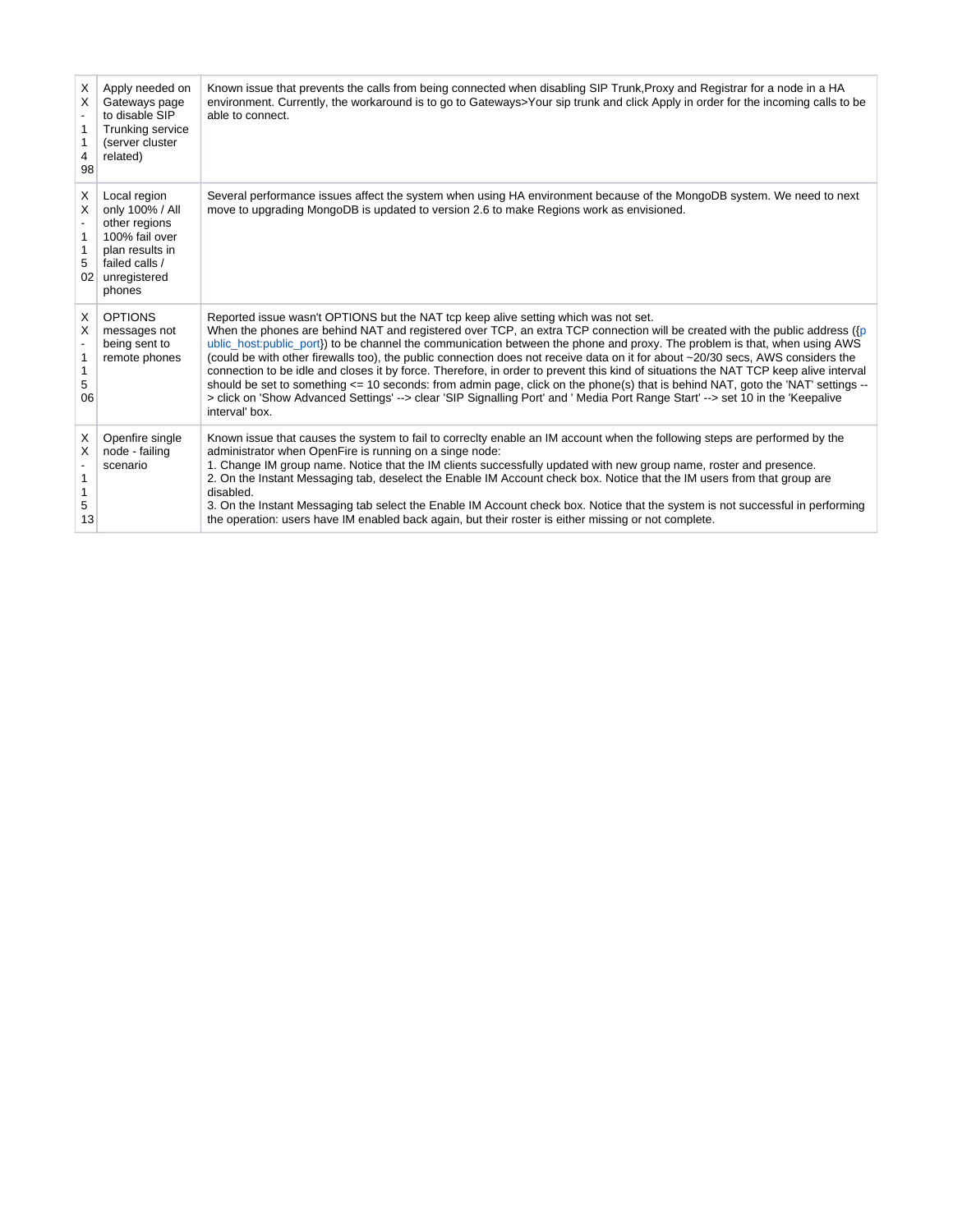| | | |
|---|---|---|
| XX-1498 | Apply needed on Gateways page to disable SIP Trunking service (server cluster related) | Known issue that prevents the calls from being connected when disabling SIP Trunk,Proxy and Registrar for a node in a HA environment. Currently, the workaround is to go to Gateways>Your sip trunk and click Apply in order for the incoming calls to be able to connect. |
| XX-1502 | Local region only 100% / All other regions 100% fail over plan results in failed calls / unregistered phones | Several performance issues affect the system when using HA environment because of the MongoDB system. We need to next move to upgrading MongoDB is updated to version 2.6 to make Regions work as envisioned. |
| XX-1506 | OPTIONS messages not being sent to remote phones | Reported issue wasn't OPTIONS but the NAT tcp keep alive setting which was not set.<br>When the phones are behind NAT and registered over TCP, an extra TCP connection will be created with the public address ({public_host:public_port}) to be channel the communication between the phone and proxy. The problem is that, when using AWS (could be with other firewalls too), the public connection does not receive data on it for about ~20/30 secs, AWS considers the connection to be idle and closes it by force. Therefore, in order to prevent this kind of situations the NAT TCP keep alive interval should be set to something <= 10 seconds: from admin page, click on the phone(s) that is behind NAT, goto the 'NAT' settings --> click on 'Show Advanced Settings' --> clear 'SIP Signalling Port' and ' Media Port Range Start' --> set 10 in the 'Keepalive interval' box. |
| XX-1513 | Openfire single node - failing scenario | Known issue that causes the system to fail to correclty enable an IM account when the following steps are performed by the administrator when OpenFire is running on a singe node:<br>1. Change IM group name. Notice that the IM clients successfully updated with new group name, roster and presence.<br>2. On the Instant Messaging tab, deselect the Enable IM Account check box. Notice that the IM users from that group are disabled.<br>3. On the Instant Messaging tab select the Enable IM Account check box. Notice that the system is not successful in performing the operation: users have IM enabled back again, but their roster is either missing or not complete. |